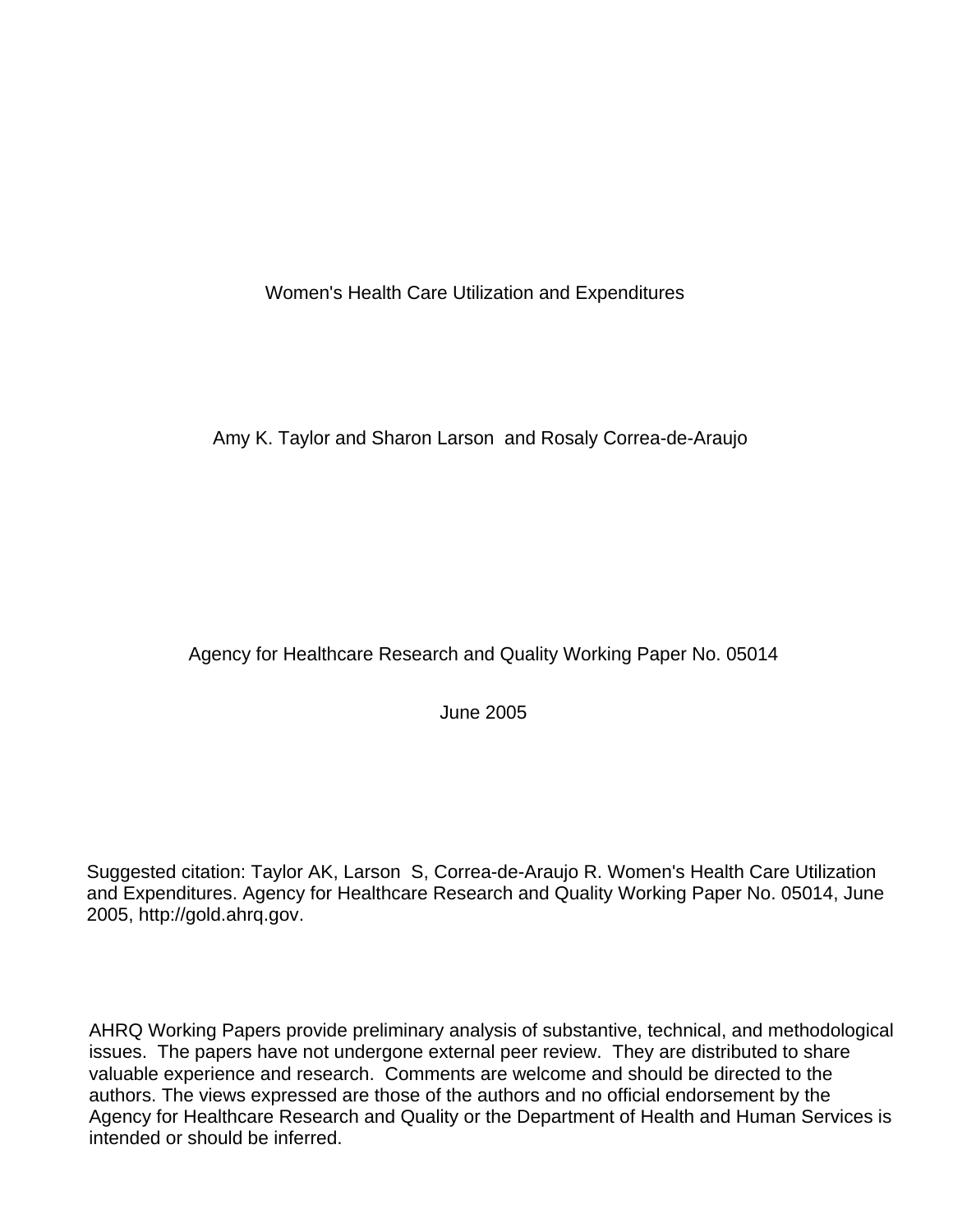# Women's Health Care Utilization and Expenditures

Amy K. Taylor and Sharon Larson and Rosaly Correa-de-Araujo

Agency for Healthcare Research and Quality Working Paper No. 05014

June 2005

Suggested citation: Taylor AK, Larson S, Correa-de-Araujo R. Women's Health Care Utilization and Expenditures. Agency for Healthcare Research and Quality Working Paper No. 05014, June 2005, http://gold.ahrq.gov.

AHRQ Working Papers provide preliminary analysis of substantive, technical, and methodological issues. The papers have not undergone external peer review. They are distributed to share valuable experience and research. Comments are welcome and should be directed to the authors. The views expressed are those of the authors and no official endorsement by the Agency for Healthcare Research and Quality or the Department of Health and Human Services is intended or should be inferred.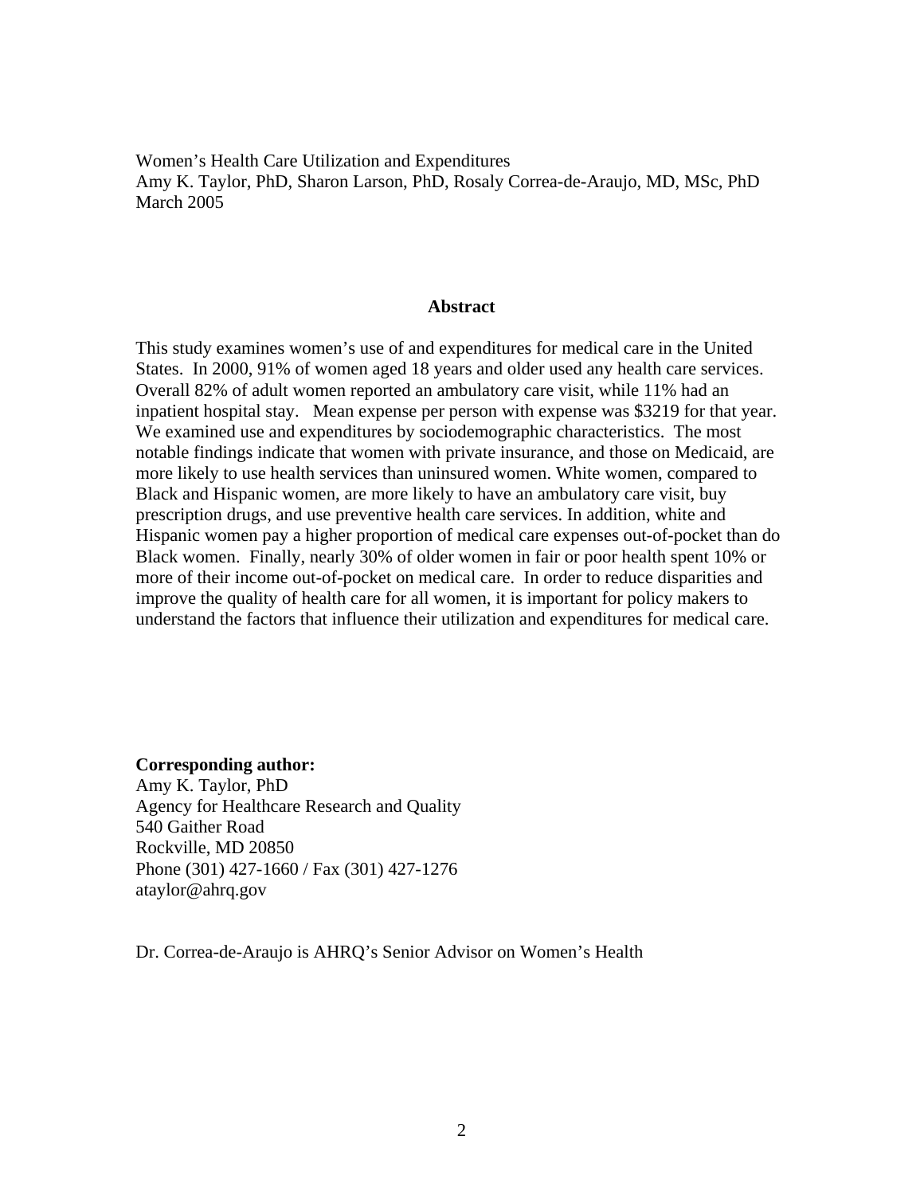Women's Health Care Utilization and Expenditures
Amy K. Taylor, PhD, Sharon Larson, PhD, Rosaly Correa-de-Araujo, MD, MSc, PhD
March 2005

## Abstract

This study examines women's use of and expenditures for medical care in the United States. In 2000, 91% of women aged 18 years and older used any health care services. Overall 82% of adult women reported an ambulatory care visit, while 11% had an inpatient hospital stay. Mean expense per person with expense was $3219 for that year. We examined use and expenditures by sociodemographic characteristics. The most notable findings indicate that women with private insurance, and those on Medicaid, are more likely to use health services than uninsured women. White women, compared to Black and Hispanic women, are more likely to have an ambulatory care visit, buy prescription drugs, and use preventive health care services. In addition, white and Hispanic women pay a higher proportion of medical care expenses out-of-pocket than do Black women. Finally, nearly 30% of older women in fair or poor health spent 10% or more of their income out-of-pocket on medical care. In order to reduce disparities and improve the quality of health care for all women, it is important for policy makers to understand the factors that influence their utilization and expenditures for medical care.

**Corresponding author:**
Amy K. Taylor, PhD
Agency for Healthcare Research and Quality
540 Gaither Road
Rockville, MD 20850
Phone (301) 427-1660 / Fax (301) 427-1276
ataylor@ahrq.gov

Dr. Correa-de-Araujo is AHRQ's Senior Advisor on Women's Health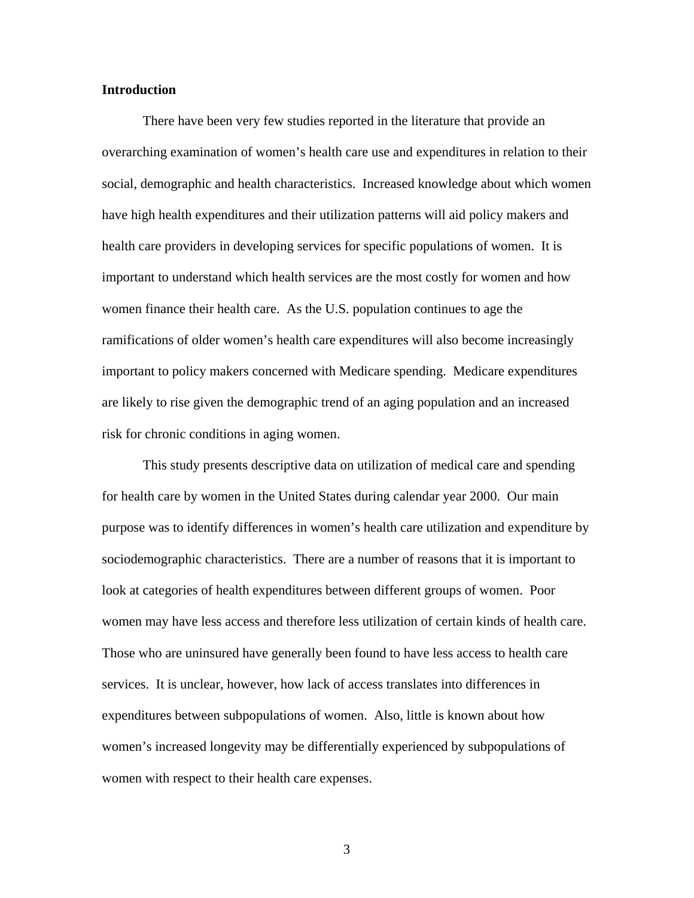**Introduction**

There have been very few studies reported in the literature that provide an overarching examination of women's health care use and expenditures in relation to their social, demographic and health characteristics. Increased knowledge about which women have high health expenditures and their utilization patterns will aid policy makers and health care providers in developing services for specific populations of women. It is important to understand which health services are the most costly for women and how women finance their health care. As the U.S. population continues to age the ramifications of older women's health care expenditures will also become increasingly important to policy makers concerned with Medicare spending. Medicare expenditures are likely to rise given the demographic trend of an aging population and an increased risk for chronic conditions in aging women.

This study presents descriptive data on utilization of medical care and spending for health care by women in the United States during calendar year 2000. Our main purpose was to identify differences in women's health care utilization and expenditure by sociodemographic characteristics. There are a number of reasons that it is important to look at categories of health expenditures between different groups of women. Poor women may have less access and therefore less utilization of certain kinds of health care. Those who are uninsured have generally been found to have less access to health care services. It is unclear, however, how lack of access translates into differences in expenditures between subpopulations of women. Also, little is known about how women's increased longevity may be differentially experienced by subpopulations of women with respect to their health care expenses.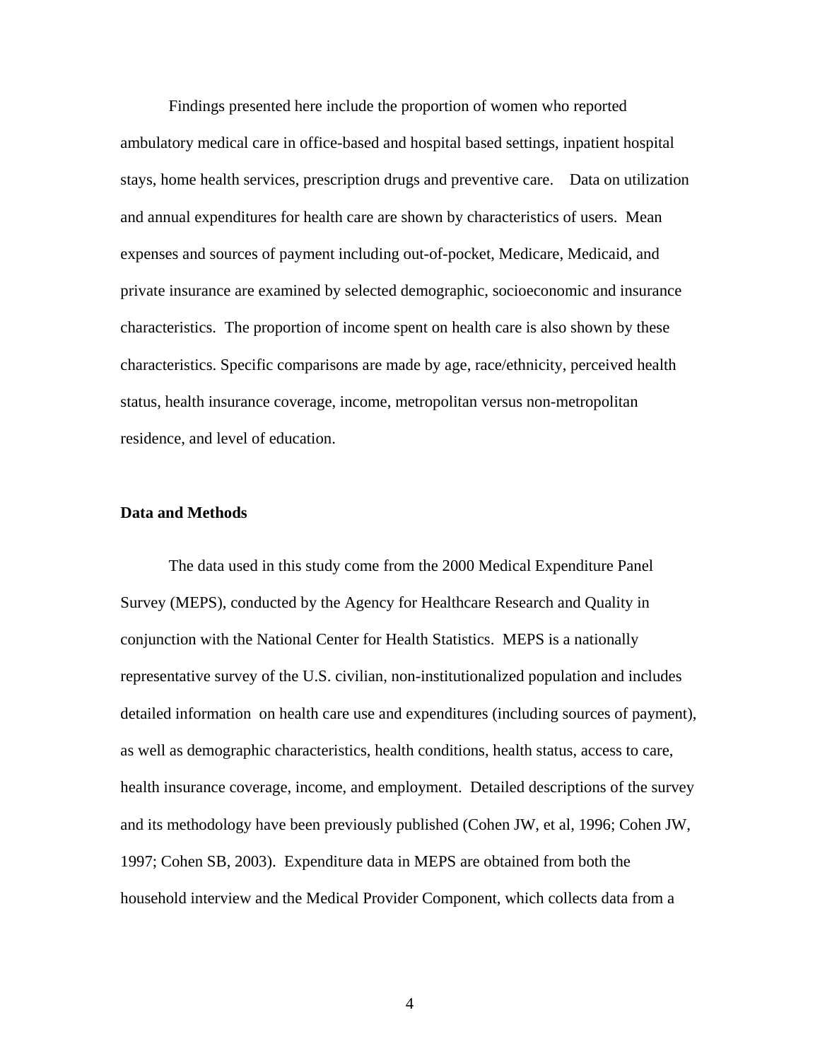Findings presented here include the proportion of women who reported ambulatory medical care in office-based and hospital based settings, inpatient hospital stays, home health services, prescription drugs and preventive care. Data on utilization and annual expenditures for health care are shown by characteristics of users. Mean expenses and sources of payment including out-of-pocket, Medicare, Medicaid, and private insurance are examined by selected demographic, socioeconomic and insurance characteristics. The proportion of income spent on health care is also shown by these characteristics. Specific comparisons are made by age, race/ethnicity, perceived health status, health insurance coverage, income, metropolitan versus non-metropolitan residence, and level of education.

## Data and Methods

The data used in this study come from the 2000 Medical Expenditure Panel Survey (MEPS), conducted by the Agency for Healthcare Research and Quality in conjunction with the National Center for Health Statistics. MEPS is a nationally representative survey of the U.S. civilian, non-institutionalized population and includes detailed information on health care use and expenditures (including sources of payment), as well as demographic characteristics, health conditions, health status, access to care, health insurance coverage, income, and employment. Detailed descriptions of the survey and its methodology have been previously published (Cohen JW, et al, 1996; Cohen JW, 1997; Cohen SB, 2003). Expenditure data in MEPS are obtained from both the household interview and the Medical Provider Component, which collects data from a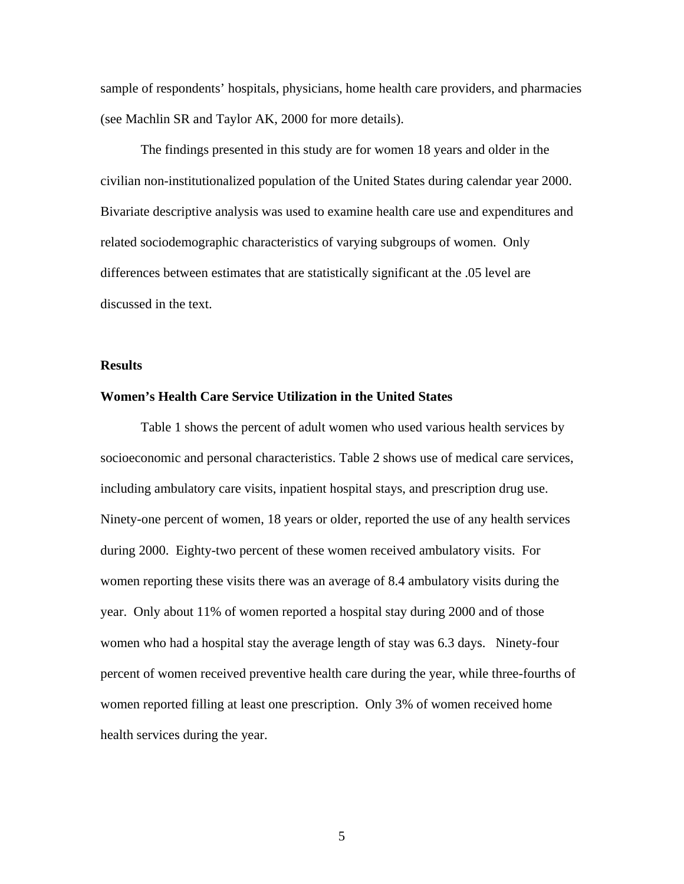sample of respondents' hospitals, physicians, home health care providers, and pharmacies (see Machlin SR and Taylor AK, 2000 for more details).

The findings presented in this study are for women 18 years and older in the civilian non-institutionalized population of the United States during calendar year 2000. Bivariate descriptive analysis was used to examine health care use and expenditures and related sociodemographic characteristics of varying subgroups of women. Only differences between estimates that are statistically significant at the .05 level are discussed in the text.

## Results

### Women's Health Care Service Utilization in the United States

Table 1 shows the percent of adult women who used various health services by socioeconomic and personal characteristics. Table 2 shows use of medical care services, including ambulatory care visits, inpatient hospital stays, and prescription drug use. Ninety-one percent of women, 18 years or older, reported the use of any health services during 2000. Eighty-two percent of these women received ambulatory visits. For women reporting these visits there was an average of 8.4 ambulatory visits during the year. Only about 11% of women reported a hospital stay during 2000 and of those women who had a hospital stay the average length of stay was 6.3 days. Ninety-four percent of women received preventive health care during the year, while three-fourths of women reported filling at least one prescription. Only 3% of women received home health services during the year.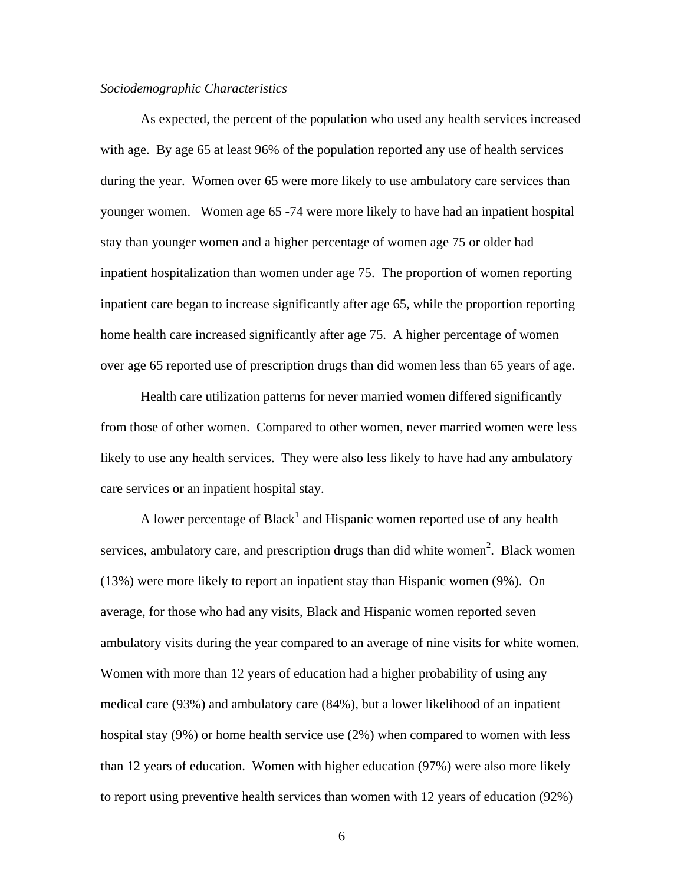*Sociodemographic Characteristics*

As expected, the percent of the population who used any health services increased with age. By age 65 at least 96% of the population reported any use of health services during the year. Women over 65 were more likely to use ambulatory care services than younger women. Women age 65 -74 were more likely to have had an inpatient hospital stay than younger women and a higher percentage of women age 75 or older had inpatient hospitalization than women under age 75. The proportion of women reporting inpatient care began to increase significantly after age 65, while the proportion reporting home health care increased significantly after age 75. A higher percentage of women over age 65 reported use of prescription drugs than did women less than 65 years of age.

Health care utilization patterns for never married women differed significantly from those of other women. Compared to other women, never married women were less likely to use any health services. They were also less likely to have had any ambulatory care services or an inpatient hospital stay.

A lower percentage of Black[1] and Hispanic women reported use of any health services, ambulatory care, and prescription drugs than did white women[2]. Black women (13%) were more likely to report an inpatient stay than Hispanic women (9%). On average, for those who had any visits, Black and Hispanic women reported seven ambulatory visits during the year compared to an average of nine visits for white women. Women with more than 12 years of education had a higher probability of using any medical care (93%) and ambulatory care (84%), but a lower likelihood of an inpatient hospital stay (9%) or home health service use (2%) when compared to women with less than 12 years of education. Women with higher education (97%) were also more likely to report using preventive health services than women with 12 years of education (92%)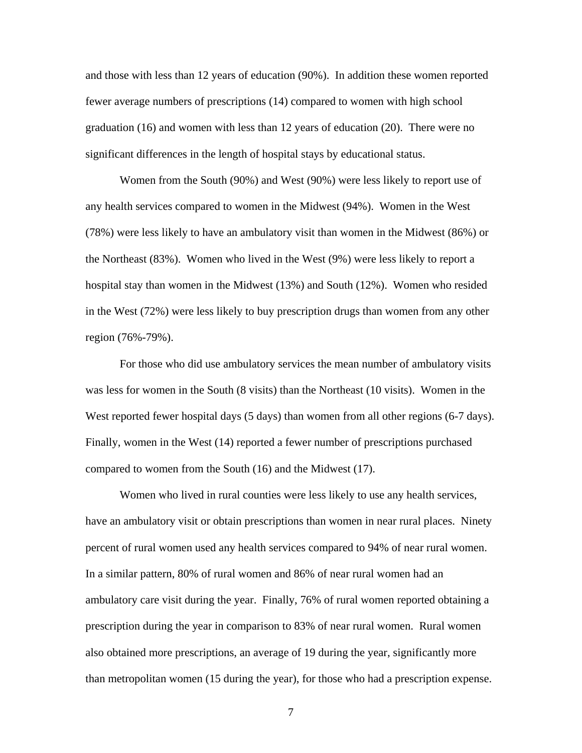and those with less than 12 years of education (90%). In addition these women reported fewer average numbers of prescriptions (14) compared to women with high school graduation (16) and women with less than 12 years of education (20). There were no significant differences in the length of hospital stays by educational status.

Women from the South (90%) and West (90%) were less likely to report use of any health services compared to women in the Midwest (94%). Women in the West (78%) were less likely to have an ambulatory visit than women in the Midwest (86%) or the Northeast (83%). Women who lived in the West (9%) were less likely to report a hospital stay than women in the Midwest (13%) and South (12%). Women who resided in the West (72%) were less likely to buy prescription drugs than women from any other region (76%-79%).

For those who did use ambulatory services the mean number of ambulatory visits was less for women in the South (8 visits) than the Northeast (10 visits). Women in the West reported fewer hospital days (5 days) than women from all other regions (6-7 days). Finally, women in the West (14) reported a fewer number of prescriptions purchased compared to women from the South (16) and the Midwest (17).

Women who lived in rural counties were less likely to use any health services, have an ambulatory visit or obtain prescriptions than women in near rural places. Ninety percent of rural women used any health services compared to 94% of near rural women. In a similar pattern, 80% of rural women and 86% of near rural women had an ambulatory care visit during the year. Finally, 76% of rural women reported obtaining a prescription during the year in comparison to 83% of near rural women. Rural women also obtained more prescriptions, an average of 19 during the year, significantly more than metropolitan women (15 during the year), for those who had a prescription expense.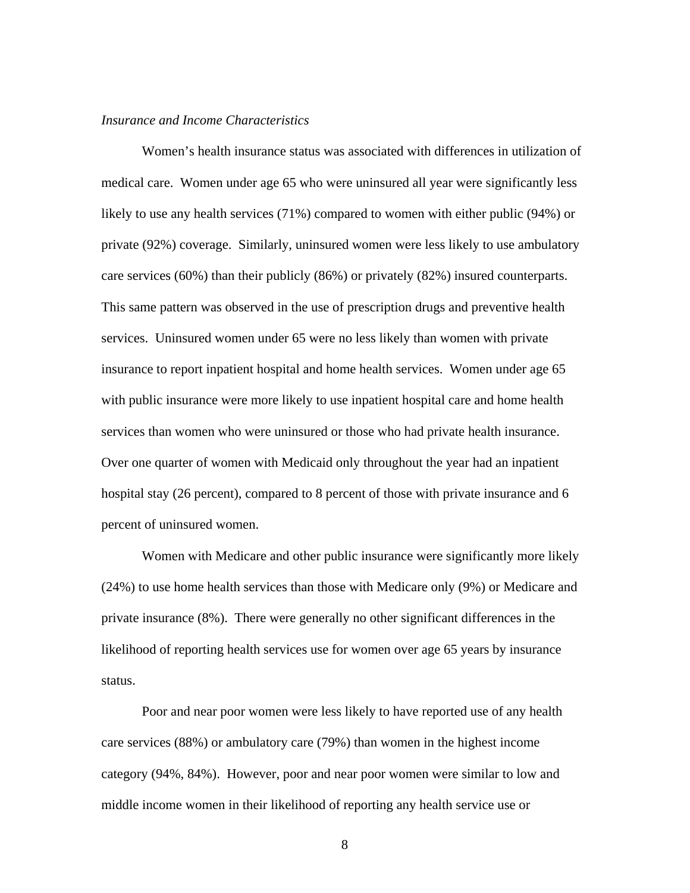*Insurance and Income Characteristics*

Women's health insurance status was associated with differences in utilization of medical care. Women under age 65 who were uninsured all year were significantly less likely to use any health services (71%) compared to women with either public (94%) or private (92%) coverage. Similarly, uninsured women were less likely to use ambulatory care services (60%) than their publicly (86%) or privately (82%) insured counterparts. This same pattern was observed in the use of prescription drugs and preventive health services. Uninsured women under 65 were no less likely than women with private insurance to report inpatient hospital and home health services. Women under age 65 with public insurance were more likely to use inpatient hospital care and home health services than women who were uninsured or those who had private health insurance. Over one quarter of women with Medicaid only throughout the year had an inpatient hospital stay (26 percent), compared to 8 percent of those with private insurance and 6 percent of uninsured women.

Women with Medicare and other public insurance were significantly more likely (24%) to use home health services than those with Medicare only (9%) or Medicare and private insurance (8%). There were generally no other significant differences in the likelihood of reporting health services use for women over age 65 years by insurance status.

Poor and near poor women were less likely to have reported use of any health care services (88%) or ambulatory care (79%) than women in the highest income category (94%, 84%). However, poor and near poor women were similar to low and middle income women in their likelihood of reporting any health service use or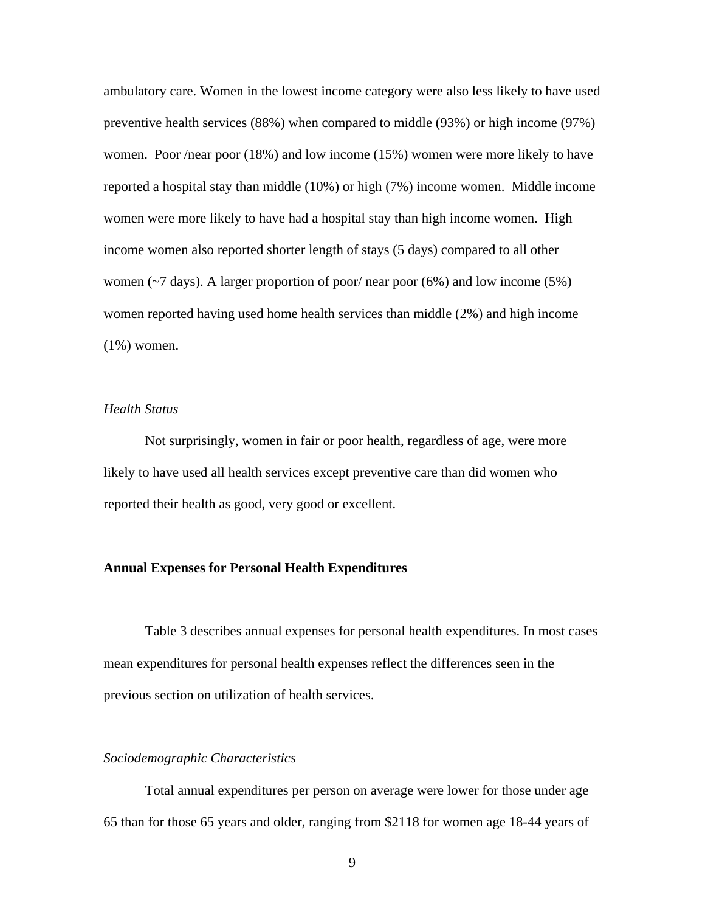ambulatory care. Women in the lowest income category were also less likely to have used preventive health services (88%) when compared to middle (93%) or high income (97%) women. Poor /near poor (18%) and low income (15%) women were more likely to have reported a hospital stay than middle (10%) or high (7%) income women. Middle income women were more likely to have had a hospital stay than high income women. High income women also reported shorter length of stays (5 days) compared to all other women (~7 days). A larger proportion of poor/ near poor (6%) and low income (5%) women reported having used home health services than middle (2%) and high income (1%) women.

*Health Status*

Not surprisingly, women in fair or poor health, regardless of age, were more likely to have used all health services except preventive care than did women who reported their health as good, very good or excellent.

**Annual Expenses for Personal Health Expenditures**

Table 3 describes annual expenses for personal health expenditures. In most cases mean expenditures for personal health expenses reflect the differences seen in the previous section on utilization of health services.

*Sociodemographic Characteristics*

Total annual expenditures per person on average were lower for those under age 65 than for those 65 years and older, ranging from $2118 for women age 18-44 years of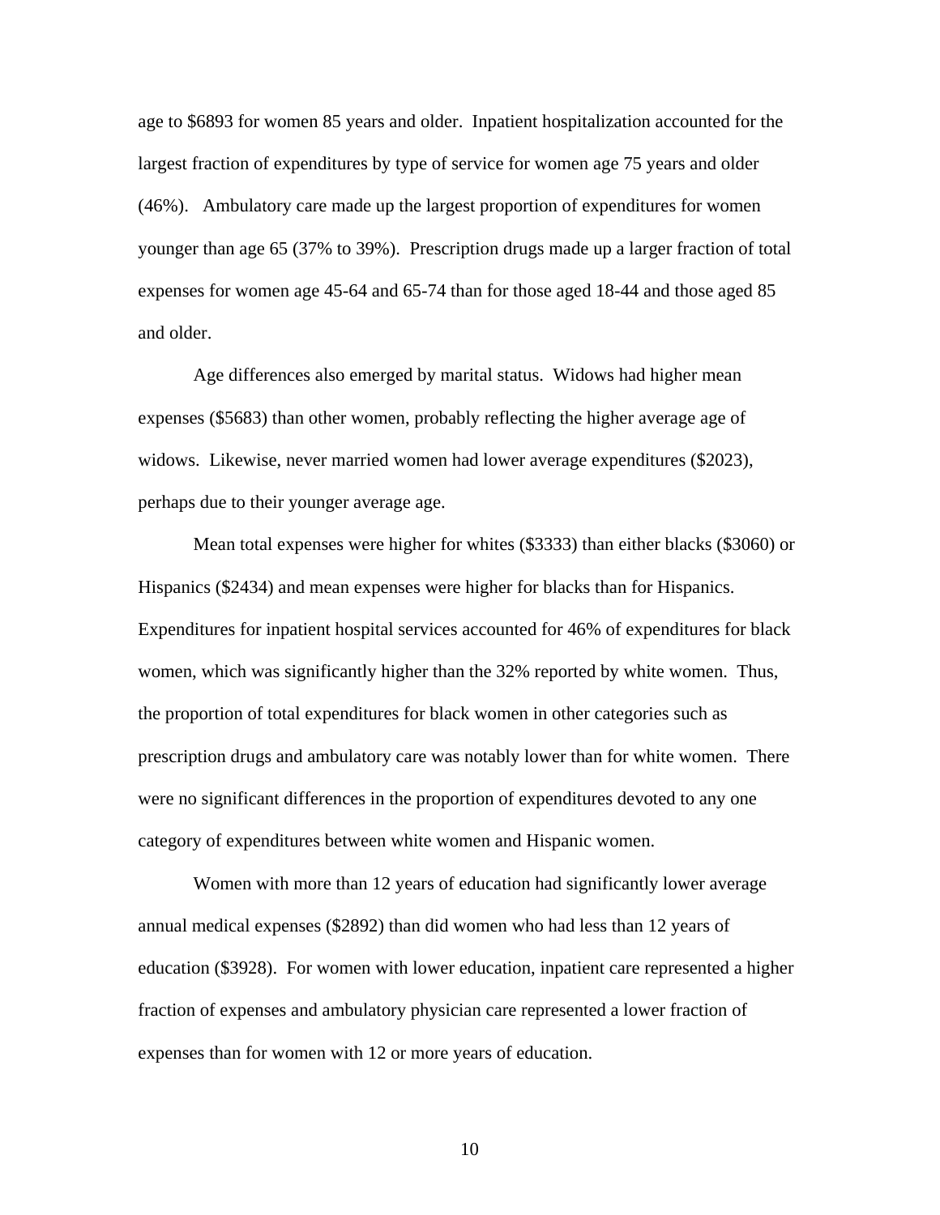age to $6893 for women 85 years and older. Inpatient hospitalization accounted for the largest fraction of expenditures by type of service for women age 75 years and older (46%). Ambulatory care made up the largest proportion of expenditures for women younger than age 65 (37% to 39%). Prescription drugs made up a larger fraction of total expenses for women age 45-64 and 65-74 than for those aged 18-44 and those aged 85 and older.

Age differences also emerged by marital status. Widows had higher mean expenses ($5683) than other women, probably reflecting the higher average age of widows. Likewise, never married women had lower average expenditures ($2023), perhaps due to their younger average age.

Mean total expenses were higher for whites ($3333) than either blacks ($3060) or Hispanics ($2434) and mean expenses were higher for blacks than for Hispanics. Expenditures for inpatient hospital services accounted for 46% of expenditures for black women, which was significantly higher than the 32% reported by white women. Thus, the proportion of total expenditures for black women in other categories such as prescription drugs and ambulatory care was notably lower than for white women. There were no significant differences in the proportion of expenditures devoted to any one category of expenditures between white women and Hispanic women.

Women with more than 12 years of education had significantly lower average annual medical expenses ($2892) than did women who had less than 12 years of education ($3928). For women with lower education, inpatient care represented a higher fraction of expenses and ambulatory physician care represented a lower fraction of expenses than for women with 12 or more years of education.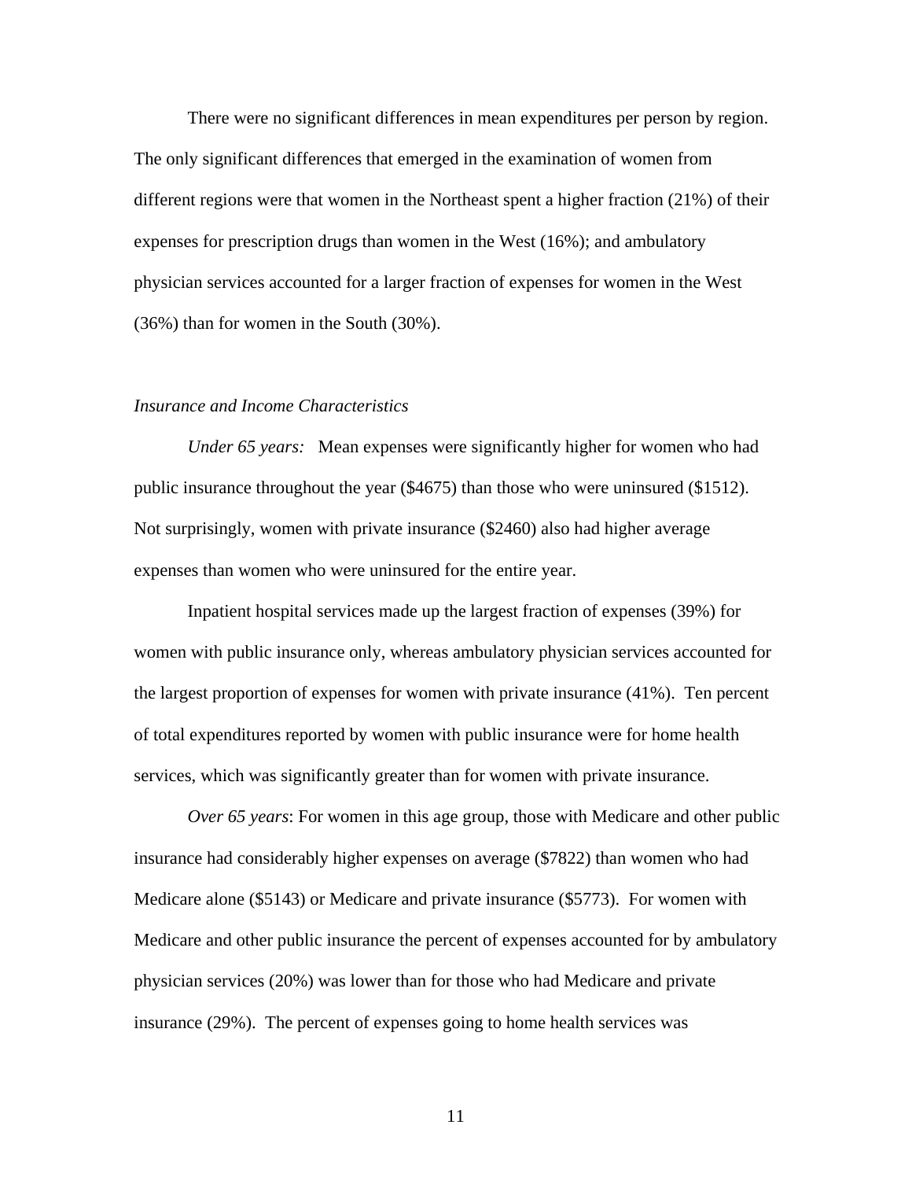There were no significant differences in mean expenditures per person by region. The only significant differences that emerged in the examination of women from different regions were that women in the Northeast spent a higher fraction (21%) of their expenses for prescription drugs than women in the West (16%); and ambulatory physician services accounted for a larger fraction of expenses for women in the West (36%) than for women in the South (30%).

*Insurance and Income Characteristics*

*Under 65 years:* Mean expenses were significantly higher for women who had public insurance throughout the year ($4675) than those who were uninsured ($1512). Not surprisingly, women with private insurance ($2460) also had higher average expenses than women who were uninsured for the entire year.

Inpatient hospital services made up the largest fraction of expenses (39%) for women with public insurance only, whereas ambulatory physician services accounted for the largest proportion of expenses for women with private insurance (41%). Ten percent of total expenditures reported by women with public insurance were for home health services, which was significantly greater than for women with private insurance.

*Over 65 years*: For women in this age group, those with Medicare and other public insurance had considerably higher expenses on average ($7822) than women who had Medicare alone ($5143) or Medicare and private insurance ($5773). For women with Medicare and other public insurance the percent of expenses accounted for by ambulatory physician services (20%) was lower than for those who had Medicare and private insurance (29%). The percent of expenses going to home health services was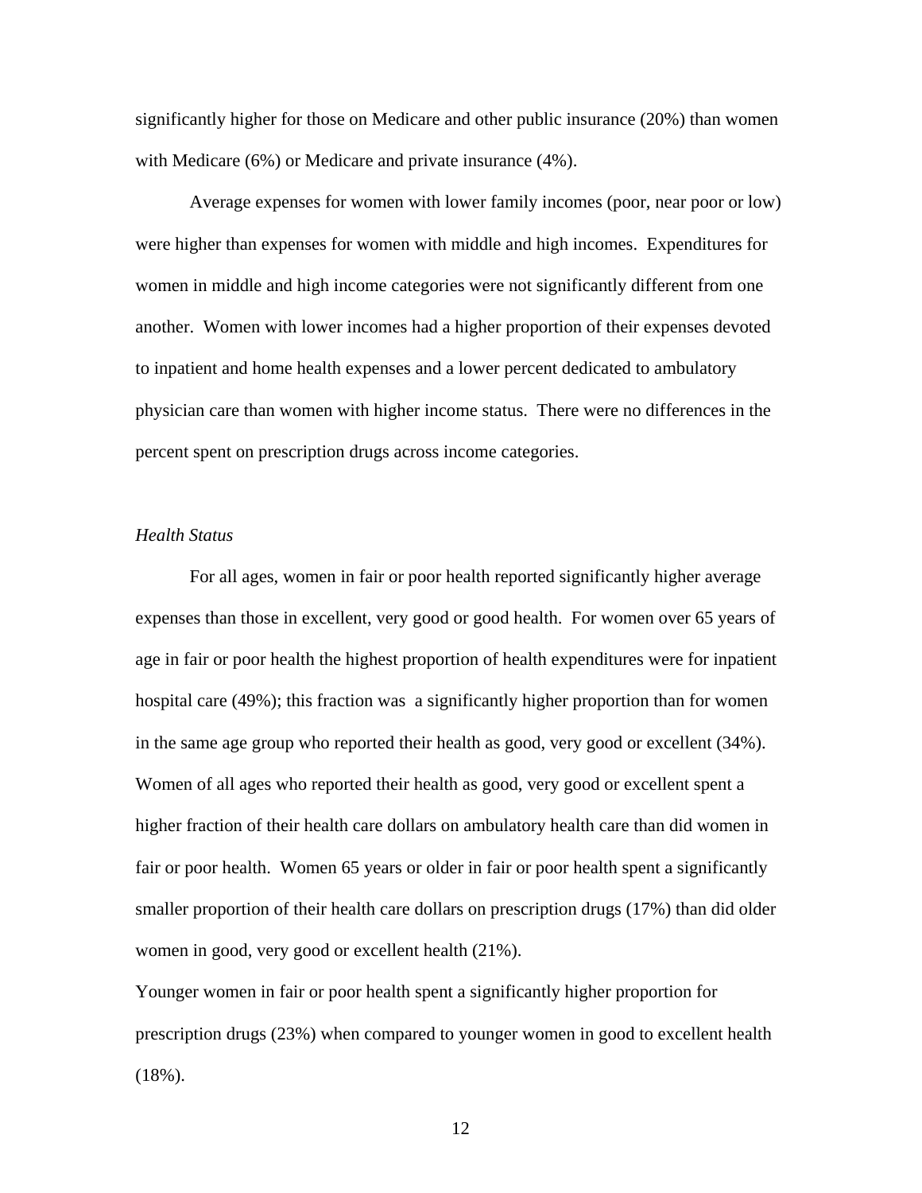significantly higher for those on Medicare and other public insurance (20%) than women with Medicare (6%) or Medicare and private insurance (4%).

Average expenses for women with lower family incomes (poor, near poor or low) were higher than expenses for women with middle and high incomes. Expenditures for women in middle and high income categories were not significantly different from one another. Women with lower incomes had a higher proportion of their expenses devoted to inpatient and home health expenses and a lower percent dedicated to ambulatory physician care than women with higher income status. There were no differences in the percent spent on prescription drugs across income categories.

*Health Status*

For all ages, women in fair or poor health reported significantly higher average expenses than those in excellent, very good or good health. For women over 65 years of age in fair or poor health the highest proportion of health expenditures were for inpatient hospital care (49%); this fraction was a significantly higher proportion than for women in the same age group who reported their health as good, very good or excellent (34%). Women of all ages who reported their health as good, very good or excellent spent a higher fraction of their health care dollars on ambulatory health care than did women in fair or poor health. Women 65 years or older in fair or poor health spent a significantly smaller proportion of their health care dollars on prescription drugs (17%) than did older women in good, very good or excellent health (21%).

Younger women in fair or poor health spent a significantly higher proportion for prescription drugs (23%) when compared to younger women in good to excellent health (18%).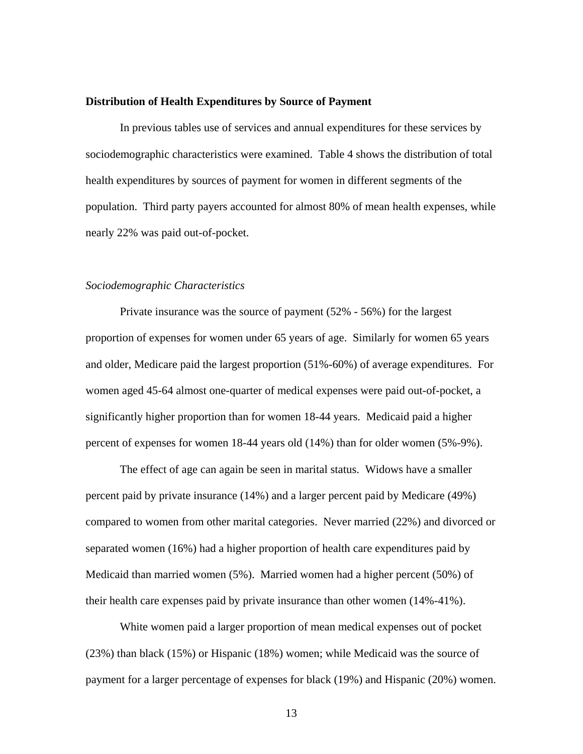**Distribution of Health Expenditures by Source of Payment**

In previous tables use of services and annual expenditures for these services by sociodemographic characteristics were examined. Table 4 shows the distribution of total health expenditures by sources of payment for women in different segments of the population. Third party payers accounted for almost 80% of mean health expenses, while nearly 22% was paid out-of-pocket.

*Sociodemographic Characteristics*

Private insurance was the source of payment (52% - 56%) for the largest proportion of expenses for women under 65 years of age. Similarly for women 65 years and older, Medicare paid the largest proportion (51%-60%) of average expenditures. For women aged 45-64 almost one-quarter of medical expenses were paid out-of-pocket, a significantly higher proportion than for women 18-44 years. Medicaid paid a higher percent of expenses for women 18-44 years old (14%) than for older women (5%-9%).

The effect of age can again be seen in marital status. Widows have a smaller percent paid by private insurance (14%) and a larger percent paid by Medicare (49%) compared to women from other marital categories. Never married (22%) and divorced or separated women (16%) had a higher proportion of health care expenditures paid by Medicaid than married women (5%). Married women had a higher percent (50%) of their health care expenses paid by private insurance than other women (14%-41%).

White women paid a larger proportion of mean medical expenses out of pocket (23%) than black (15%) or Hispanic (18%) women; while Medicaid was the source of payment for a larger percentage of expenses for black (19%) and Hispanic (20%) women.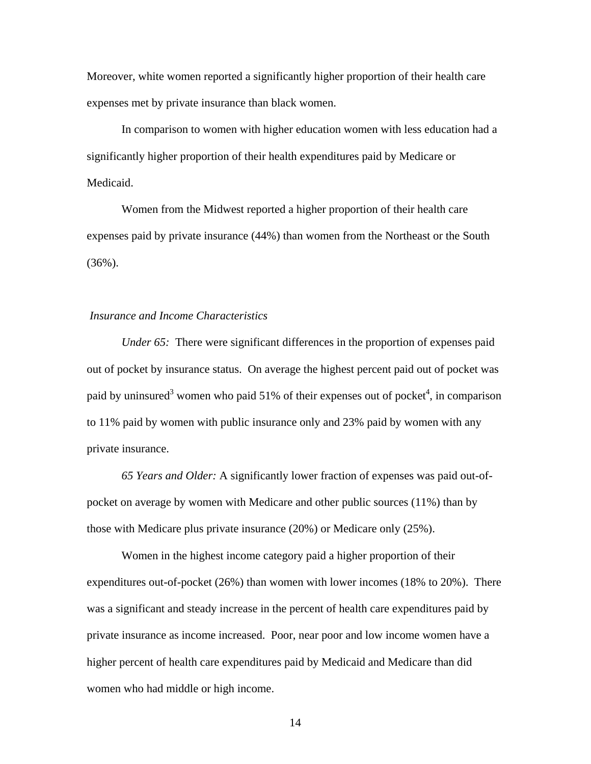Moreover, white women reported a significantly higher proportion of their health care expenses met by private insurance than black women.

In comparison to women with higher education women with less education had a significantly higher proportion of their health expenditures paid by Medicare or Medicaid.

Women from the Midwest reported a higher proportion of their health care expenses paid by private insurance (44%) than women from the Northeast or the South (36%).

*Insurance and Income Characteristics*

*Under 65:* There were significant differences in the proportion of expenses paid out of pocket by insurance status. On average the highest percent paid out of pocket was paid by uninsured[3] women who paid 51% of their expenses out of pocket[4], in comparison to 11% paid by women with public insurance only and 23% paid by women with any private insurance.

*65 Years and Older:* A significantly lower fraction of expenses was paid out-of-pocket on average by women with Medicare and other public sources (11%) than by those with Medicare plus private insurance (20%) or Medicare only (25%).

Women in the highest income category paid a higher proportion of their expenditures out-of-pocket (26%) than women with lower incomes (18% to 20%). There was a significant and steady increase in the percent of health care expenditures paid by private insurance as income increased. Poor, near poor and low income women have a higher percent of health care expenditures paid by Medicaid and Medicare than did women who had middle or high income.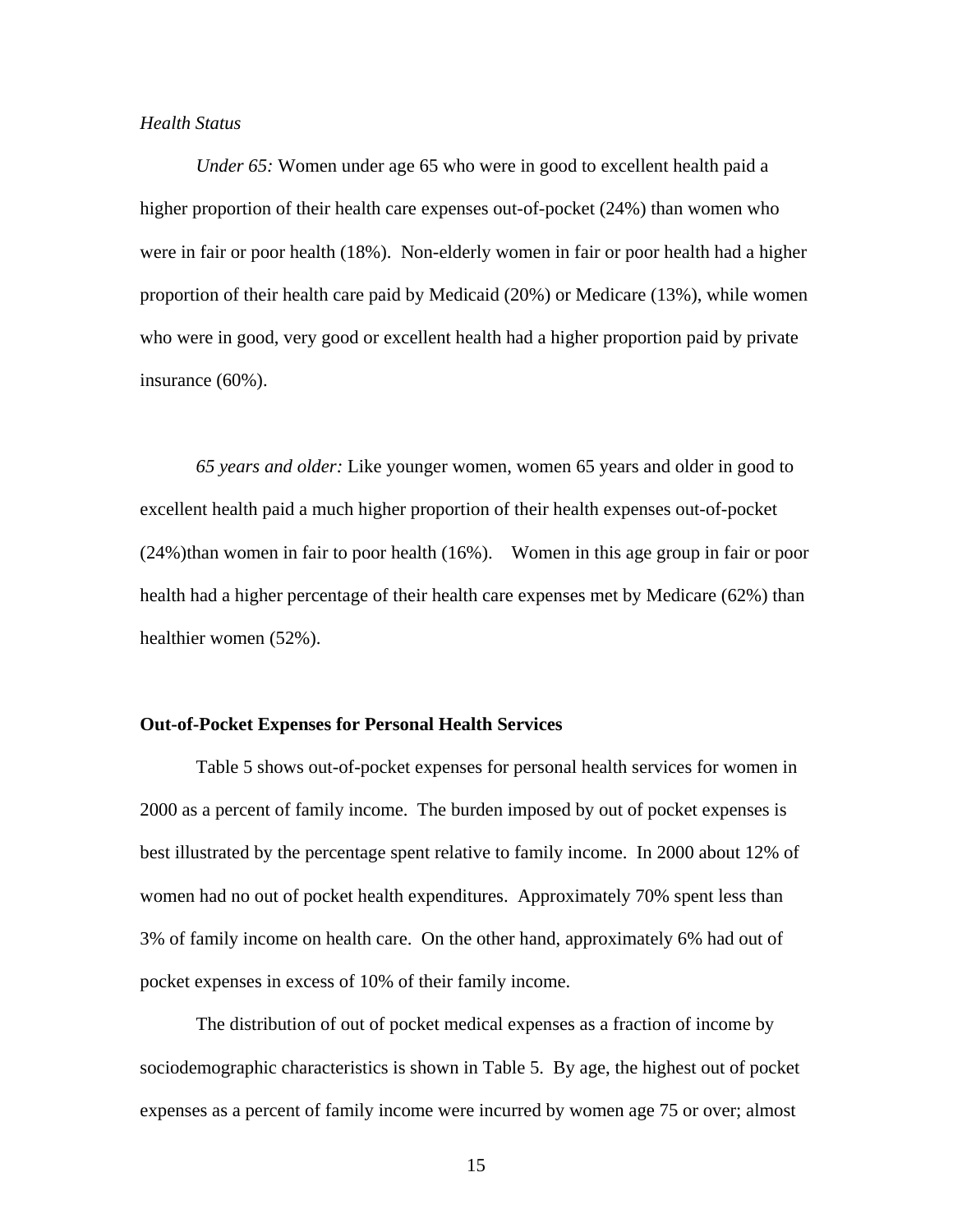*Health Status*

*Under 65:* Women under age 65 who were in good to excellent health paid a higher proportion of their health care expenses out-of-pocket (24%) than women who were in fair or poor health (18%). Non-elderly women in fair or poor health had a higher proportion of their health care paid by Medicaid (20%) or Medicare (13%), while women who were in good, very good or excellent health had a higher proportion paid by private insurance (60%).

*65 years and older:* Like younger women, women 65 years and older in good to excellent health paid a much higher proportion of their health expenses out-of-pocket (24%)than women in fair to poor health (16%). Women in this age group in fair or poor health had a higher percentage of their health care expenses met by Medicare (62%) than healthier women (52%).

**Out-of-Pocket Expenses for Personal Health Services**

Table 5 shows out-of-pocket expenses for personal health services for women in 2000 as a percent of family income. The burden imposed by out of pocket expenses is best illustrated by the percentage spent relative to family income. In 2000 about 12% of women had no out of pocket health expenditures. Approximately 70% spent less than 3% of family income on health care. On the other hand, approximately 6% had out of pocket expenses in excess of 10% of their family income.

The distribution of out of pocket medical expenses as a fraction of income by sociodemographic characteristics is shown in Table 5. By age, the highest out of pocket expenses as a percent of family income were incurred by women age 75 or over; almost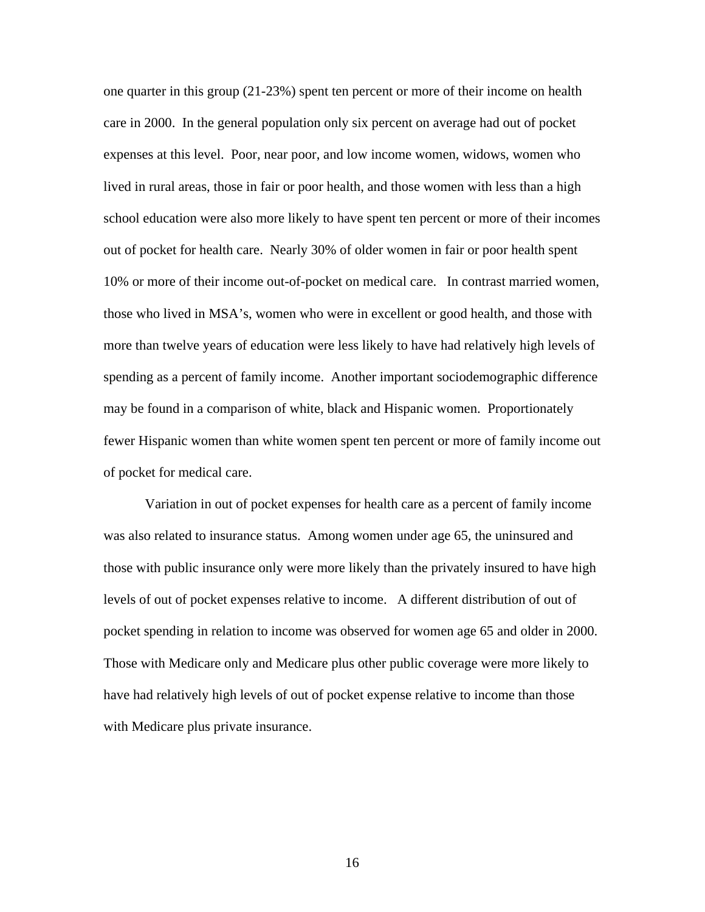one quarter in this group (21-23%) spent ten percent or more of their income on health care in 2000. In the general population only six percent on average had out of pocket expenses at this level. Poor, near poor, and low income women, widows, women who lived in rural areas, those in fair or poor health, and those women with less than a high school education were also more likely to have spent ten percent or more of their incomes out of pocket for health care. Nearly 30% of older women in fair or poor health spent 10% or more of their income out-of-pocket on medical care. In contrast married women, those who lived in MSA's, women who were in excellent or good health, and those with more than twelve years of education were less likely to have had relatively high levels of spending as a percent of family income. Another important sociodemographic difference may be found in a comparison of white, black and Hispanic women. Proportionately fewer Hispanic women than white women spent ten percent or more of family income out of pocket for medical care.

Variation in out of pocket expenses for health care as a percent of family income was also related to insurance status. Among women under age 65, the uninsured and those with public insurance only were more likely than the privately insured to have high levels of out of pocket expenses relative to income. A different distribution of out of pocket spending in relation to income was observed for women age 65 and older in 2000. Those with Medicare only and Medicare plus other public coverage were more likely to have had relatively high levels of out of pocket expense relative to income than those with Medicare plus private insurance.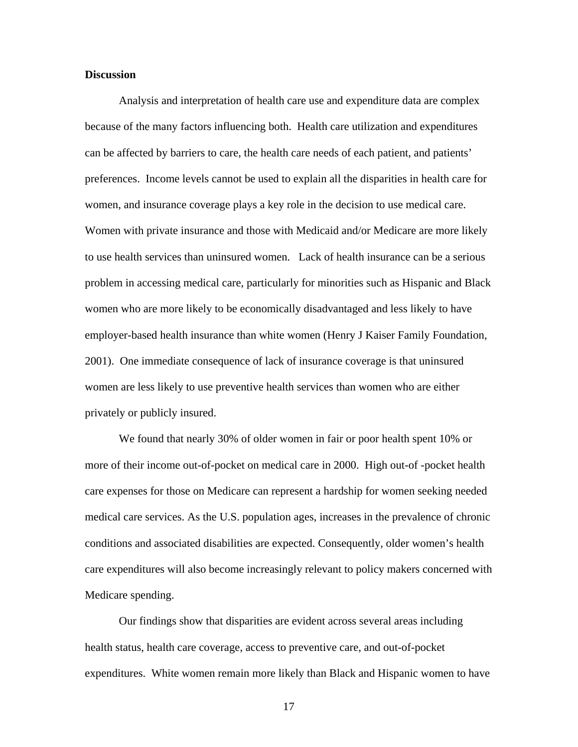## Discussion

Analysis and interpretation of health care use and expenditure data are complex because of the many factors influencing both. Health care utilization and expenditures can be affected by barriers to care, the health care needs of each patient, and patients' preferences. Income levels cannot be used to explain all the disparities in health care for women, and insurance coverage plays a key role in the decision to use medical care. Women with private insurance and those with Medicaid and/or Medicare are more likely to use health services than uninsured women. Lack of health insurance can be a serious problem in accessing medical care, particularly for minorities such as Hispanic and Black women who are more likely to be economically disadvantaged and less likely to have employer-based health insurance than white women (Henry J Kaiser Family Foundation, 2001). One immediate consequence of lack of insurance coverage is that uninsured women are less likely to use preventive health services than women who are either privately or publicly insured.

We found that nearly 30% of older women in fair or poor health spent 10% or more of their income out-of-pocket on medical care in 2000. High out-of -pocket health care expenses for those on Medicare can represent a hardship for women seeking needed medical care services. As the U.S. population ages, increases in the prevalence of chronic conditions and associated disabilities are expected. Consequently, older women's health care expenditures will also become increasingly relevant to policy makers concerned with Medicare spending.

Our findings show that disparities are evident across several areas including health status, health care coverage, access to preventive care, and out-of-pocket expenditures. White women remain more likely than Black and Hispanic women to have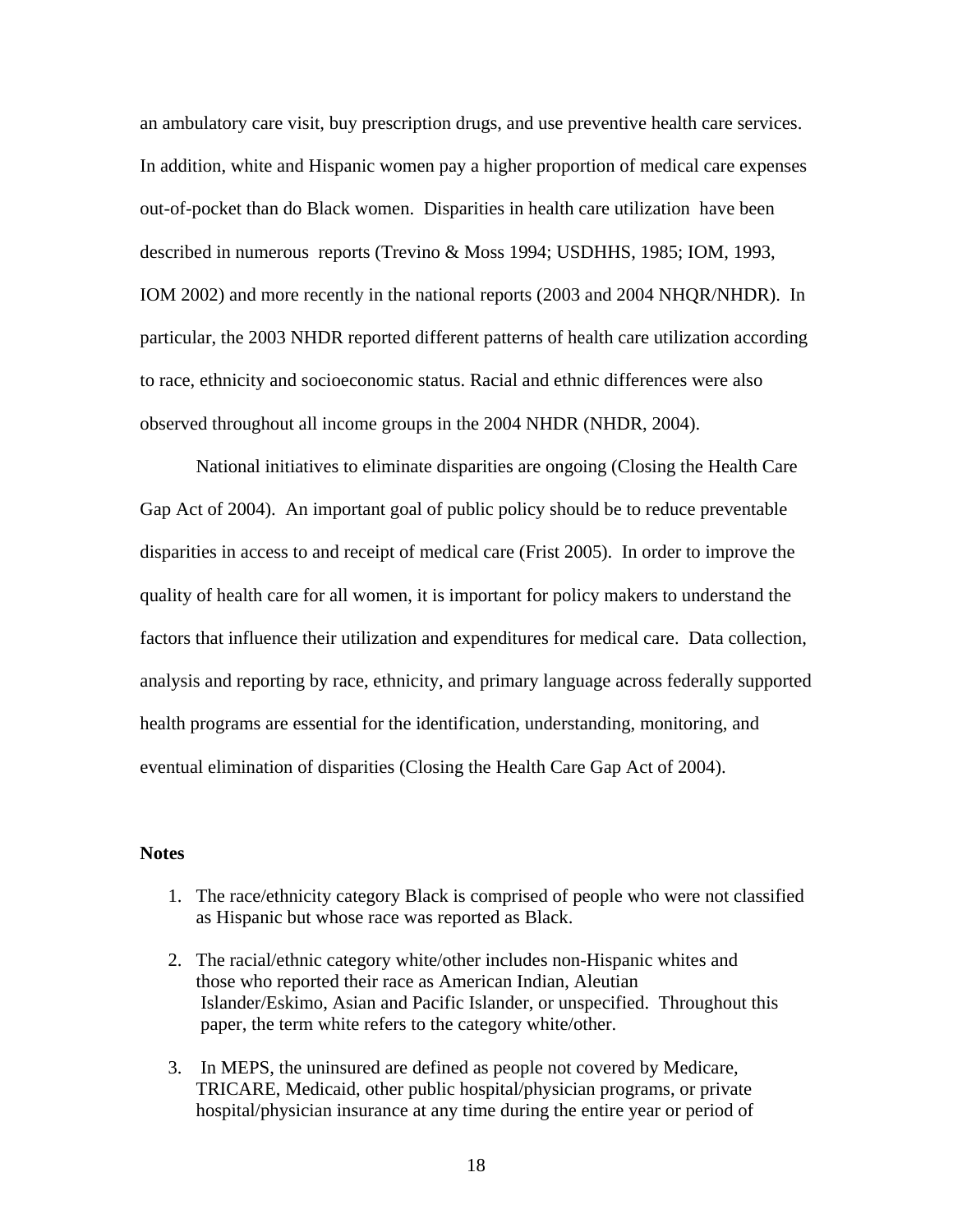an ambulatory care visit, buy prescription drugs, and use preventive health care services. In addition, white and Hispanic women pay a higher proportion of medical care expenses out-of-pocket than do Black women. Disparities in health care utilization have been described in numerous reports (Trevino & Moss 1994; USDHHS, 1985; IOM, 1993, IOM 2002) and more recently in the national reports (2003 and 2004 NHQR/NHDR). In particular, the 2003 NHDR reported different patterns of health care utilization according to race, ethnicity and socioeconomic status. Racial and ethnic differences were also observed throughout all income groups in the 2004 NHDR (NHDR, 2004).

National initiatives to eliminate disparities are ongoing (Closing the Health Care Gap Act of 2004). An important goal of public policy should be to reduce preventable disparities in access to and receipt of medical care (Frist 2005). In order to improve the quality of health care for all women, it is important for policy makers to understand the factors that influence their utilization and expenditures for medical care. Data collection, analysis and reporting by race, ethnicity, and primary language across federally supported health programs are essential for the identification, understanding, monitoring, and eventual elimination of disparities (Closing the Health Care Gap Act of 2004).

**Notes**

1. The race/ethnicity category Black is comprised of people who were not classified as Hispanic but whose race was reported as Black.

2. The racial/ethnic category white/other includes non-Hispanic whites and those who reported their race as American Indian, Aleutian Islander/Eskimo, Asian and Pacific Islander, or unspecified. Throughout this paper, the term white refers to the category white/other.

3. In MEPS, the uninsured are defined as people not covered by Medicare, TRICARE, Medicaid, other public hospital/physician programs, or private hospital/physician insurance at any time during the entire year or period of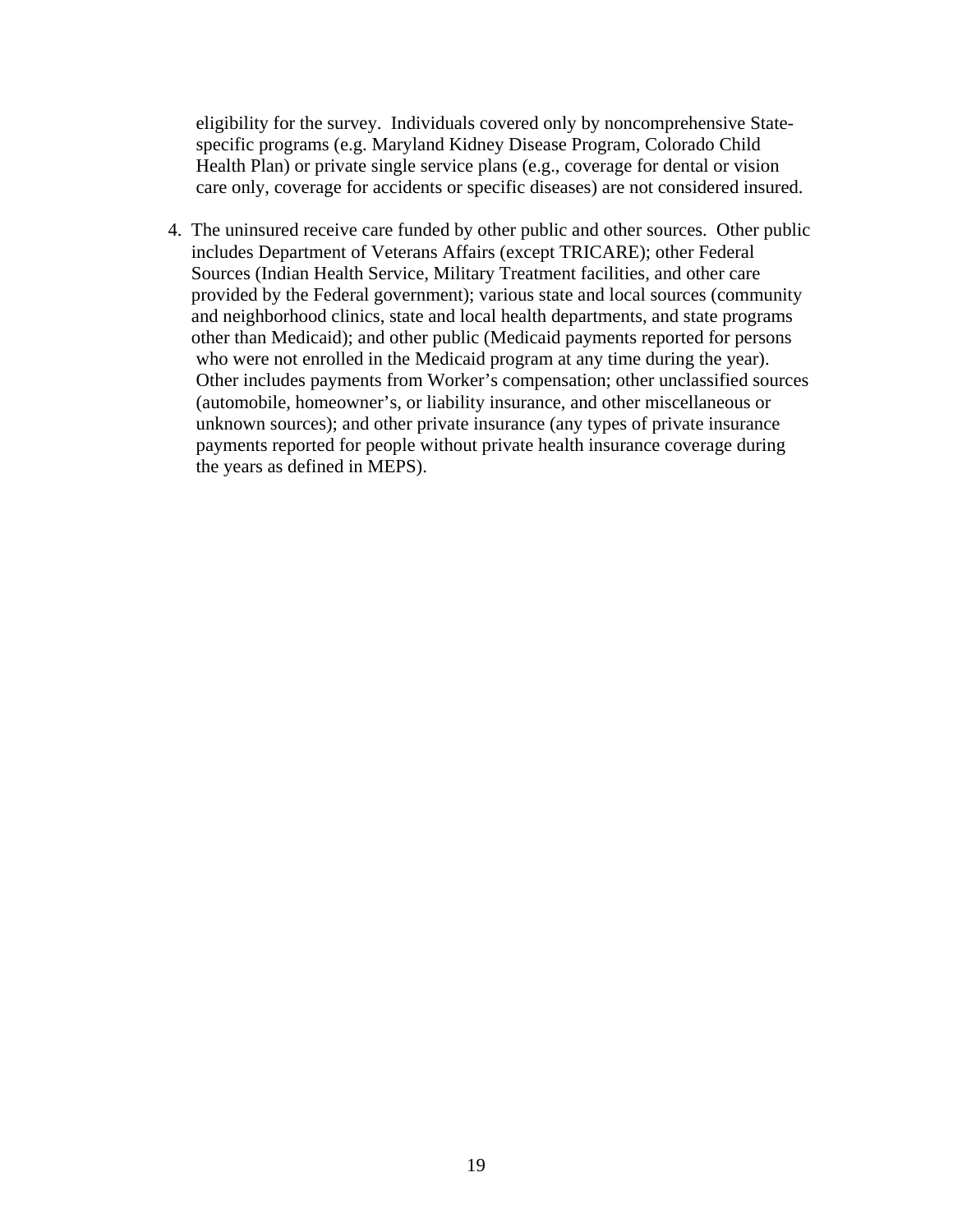eligibility for the survey. Individuals covered only by noncomprehensive State-specific programs (e.g. Maryland Kidney Disease Program, Colorado Child Health Plan) or private single service plans (e.g., coverage for dental or vision care only, coverage for accidents or specific diseases) are not considered insured.

4. The uninsured receive care funded by other public and other sources. Other public includes Department of Veterans Affairs (except TRICARE); other Federal Sources (Indian Health Service, Military Treatment facilities, and other care provided by the Federal government); various state and local sources (community and neighborhood clinics, state and local health departments, and state programs other than Medicaid); and other public (Medicaid payments reported for persons who were not enrolled in the Medicaid program at any time during the year). Other includes payments from Worker's compensation; other unclassified sources (automobile, homeowner's, or liability insurance, and other miscellaneous or unknown sources); and other private insurance (any types of private insurance payments reported for people without private health insurance coverage during the years as defined in MEPS).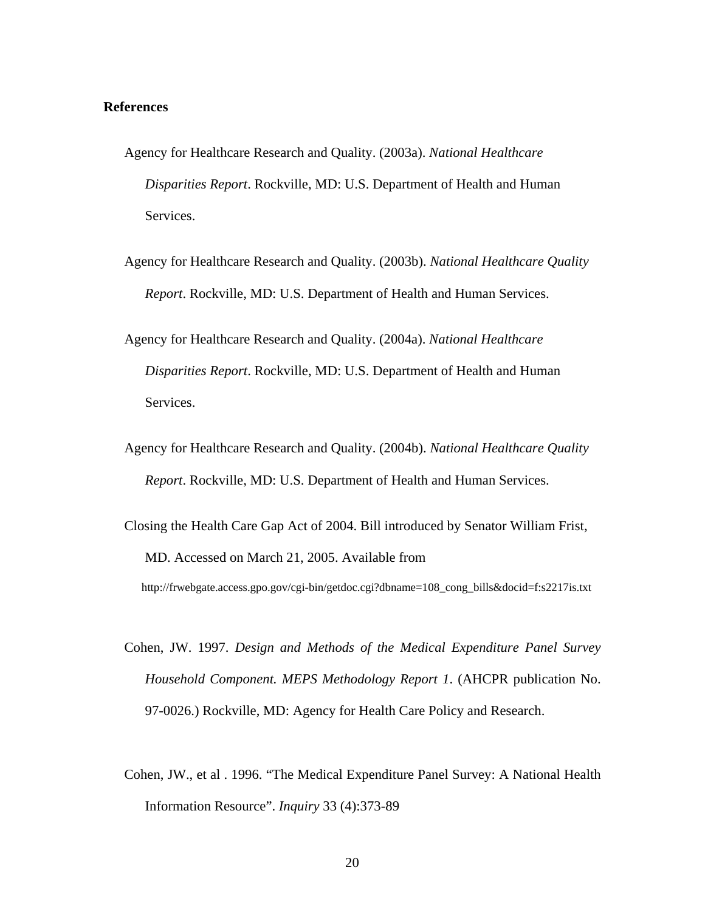**References**

Agency for Healthcare Research and Quality. (2003a). *National Healthcare Disparities Report*. Rockville, MD: U.S. Department of Health and Human Services.

Agency for Healthcare Research and Quality. (2003b). *National Healthcare Quality Report*. Rockville, MD: U.S. Department of Health and Human Services.

Agency for Healthcare Research and Quality. (2004a). *National Healthcare Disparities Report*. Rockville, MD: U.S. Department of Health and Human Services.

Agency for Healthcare Research and Quality. (2004b). *National Healthcare Quality Report*. Rockville, MD: U.S. Department of Health and Human Services.

Closing the Health Care Gap Act of 2004. Bill introduced by Senator William Frist, MD. Accessed on March 21, 2005. Available from http://frwebgate.access.gpo.gov/cgi-bin/getdoc.cgi?dbname=108_cong_bills&docid=f:s2217is.txt

Cohen, JW. 1997. *Design and Methods of the Medical Expenditure Panel Survey Household Component. MEPS Methodology Report 1*. (AHCPR publication No. 97-0026.) Rockville, MD: Agency for Health Care Policy and Research.

Cohen, JW., et al . 1996. "The Medical Expenditure Panel Survey: A National Health Information Resource". *Inquiry* 33 (4):373-89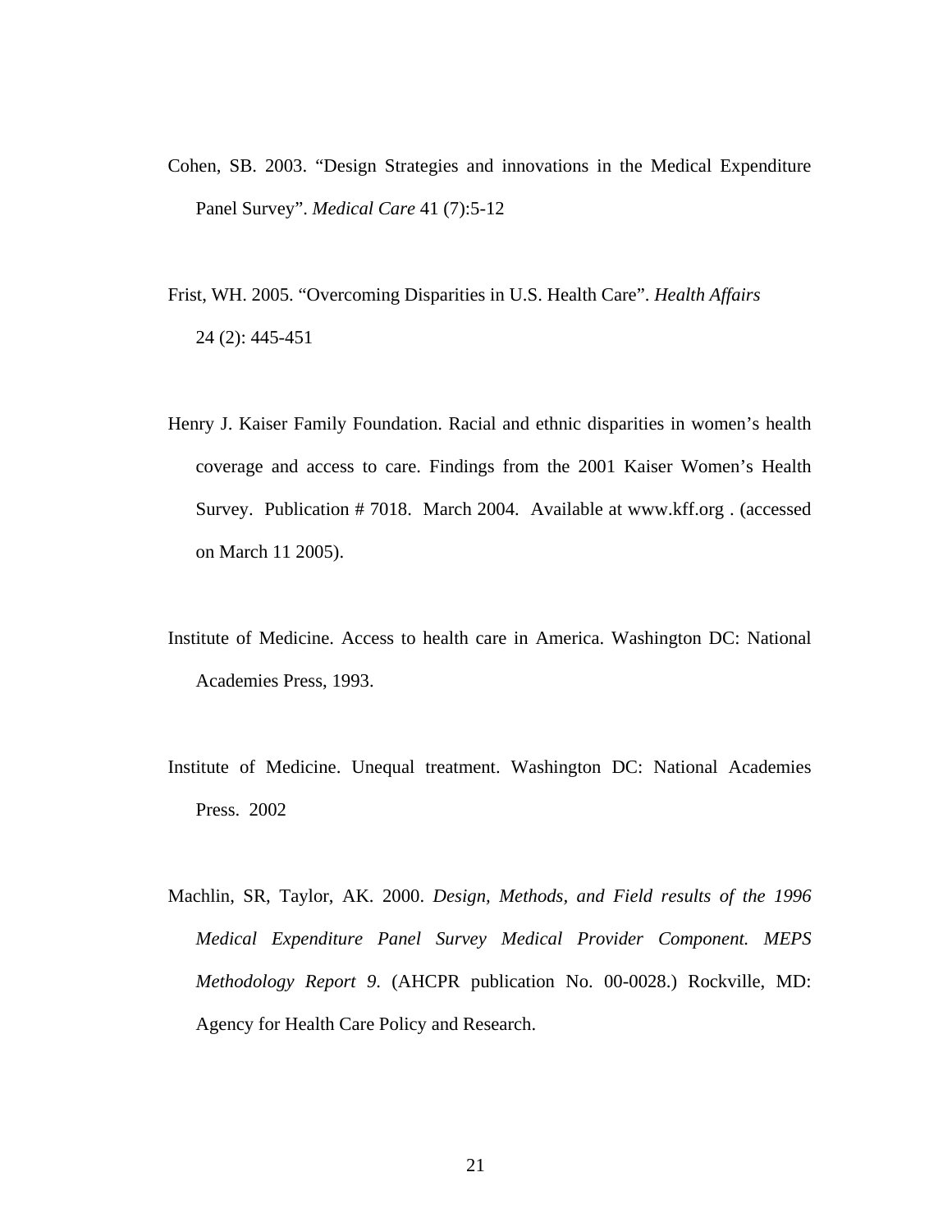Cohen, SB. 2003. “Design Strategies and innovations in the Medical Expenditure Panel Survey”. *Medical Care* 41 (7):5-12

Frist, WH. 2005. “Overcoming Disparities in U.S. Health Care”. *Health Affairs* 24 (2): 445-451

Henry J. Kaiser Family Foundation. Racial and ethnic disparities in women’s health coverage and access to care. Findings from the 2001 Kaiser Women’s Health Survey. Publication # 7018. March 2004. Available at www.kff.org . (accessed on March 11 2005).

Institute of Medicine. Access to health care in America. Washington DC: National Academies Press, 1993.

Institute of Medicine. Unequal treatment. Washington DC: National Academies Press. 2002

Machlin, SR, Taylor, AK. 2000. *Design, Methods, and Field results of the 1996 Medical Expenditure Panel Survey Medical Provider Component. MEPS Methodology Report 9*. (AHCPR publication No. 00-0028.) Rockville, MD: Agency for Health Care Policy and Research.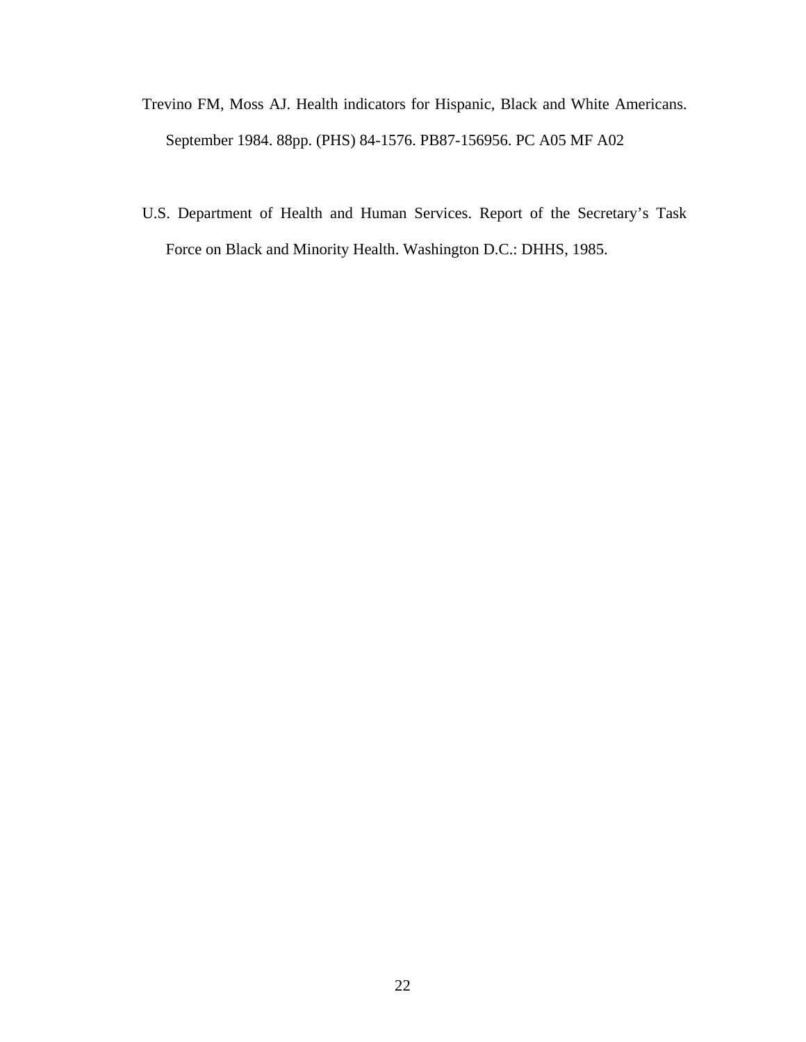Trevino FM, Moss AJ. Health indicators for Hispanic, Black and White Americans. September 1984. 88pp. (PHS) 84-1576. PB87-156956. PC A05 MF A02

U.S. Department of Health and Human Services. Report of the Secretary's Task Force on Black and Minority Health. Washington D.C.: DHHS, 1985.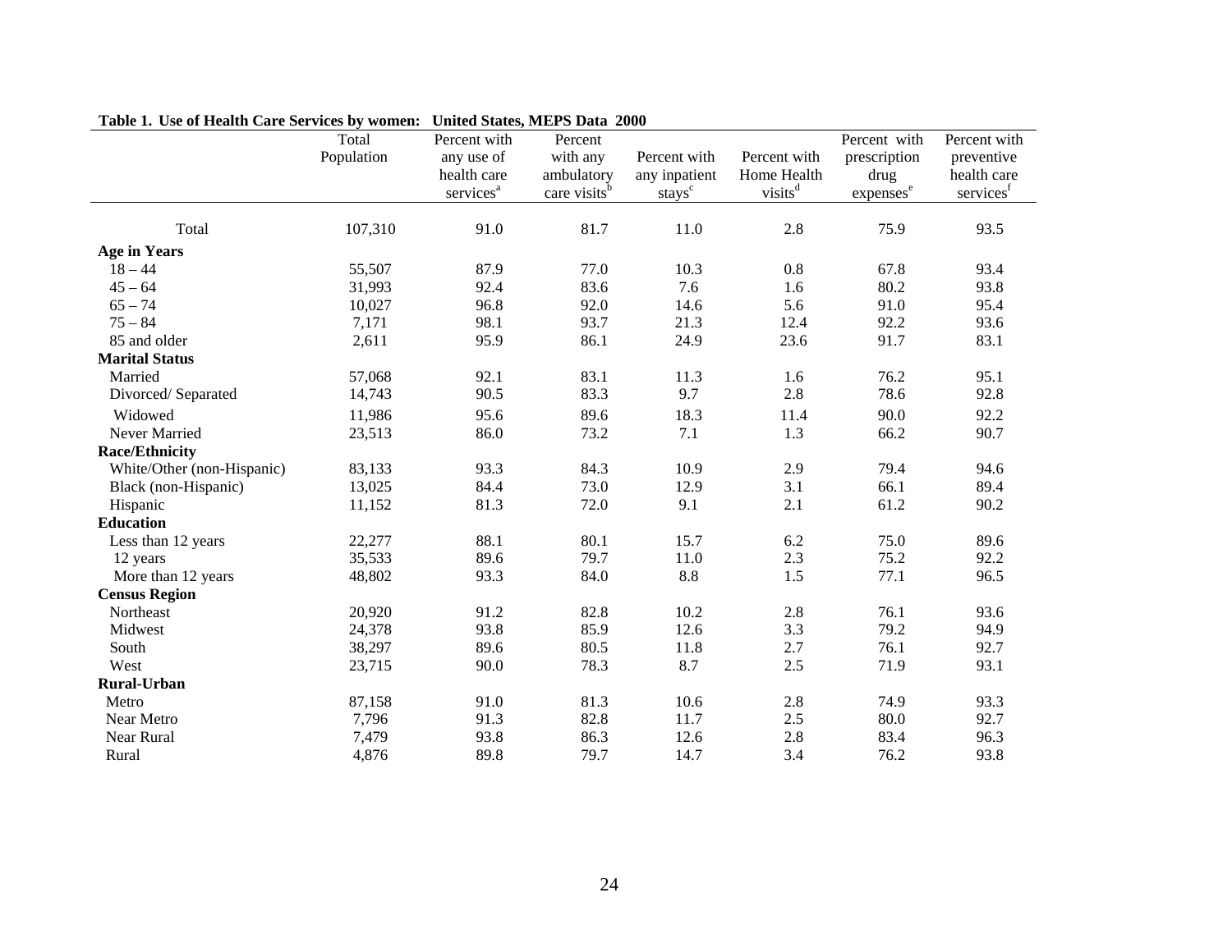**Table 1. Use of Health Care Services by women: United States, MEPS Data 2000**

| | Total Population | Percent with any use of health care services[a] | Percent with any ambulatory care visits[b] | Percent with any inpatient stays[c] | Percent with Home Health visits[d] | Percent with prescription drug expenses[e] | Percent with preventive health care services[f] |
|---|---|---|---|---|---|---|---|
| Total | 107,310 | 91.0 | 81.7 | 11.0 | 2.8 | 75.9 | 93.5 |
| **Age in Years** | | | | | | | |
| 18 – 44 | 55,507 | 87.9 | 77.0 | 10.3 | 0.8 | 67.8 | 93.4 |
| 45 – 64 | 31,993 | 92.4 | 83.6 | 7.6 | 1.6 | 80.2 | 93.8 |
| 65 – 74 | 10,027 | 96.8 | 92.0 | 14.6 | 5.6 | 91.0 | 95.4 |
| 75 – 84 | 7,171 | 98.1 | 93.7 | 21.3 | 12.4 | 92.2 | 93.6 |
| 85 and older | 2,611 | 95.9 | 86.1 | 24.9 | 23.6 | 91.7 | 83.1 |
| **Marital Status** | | | | | | | |
| Married | 57,068 | 92.1 | 83.1 | 11.3 | 1.6 | 76.2 | 95.1 |
| Divorced/ Separated | 14,743 | 90.5 | 83.3 | 9.7 | 2.8 | 78.6 | 92.8 |
| Widowed | 11,986 | 95.6 | 89.6 | 18.3 | 11.4 | 90.0 | 92.2 |
| Never Married | 23,513 | 86.0 | 73.2 | 7.1 | 1.3 | 66.2 | 90.7 |
| **Race/Ethnicity** | | | | | | | |
| White/Other (non-Hispanic) | 83,133 | 93.3 | 84.3 | 10.9 | 2.9 | 79.4 | 94.6 |
| Black (non-Hispanic) | 13,025 | 84.4 | 73.0 | 12.9 | 3.1 | 66.1 | 89.4 |
| Hispanic | 11,152 | 81.3 | 72.0 | 9.1 | 2.1 | 61.2 | 90.2 |
| **Education** | | | | | | | |
| Less than 12 years | 22,277 | 88.1 | 80.1 | 15.7 | 6.2 | 75.0 | 89.6 |
| 12 years | 35,533 | 89.6 | 79.7 | 11.0 | 2.3 | 75.2 | 92.2 |
| More than 12 years | 48,802 | 93.3 | 84.0 | 8.8 | 1.5 | 77.1 | 96.5 |
| **Census Region** | | | | | | | |
| Northeast | 20,920 | 91.2 | 82.8 | 10.2 | 2.8 | 76.1 | 93.6 |
| Midwest | 24,378 | 93.8 | 85.9 | 12.6 | 3.3 | 79.2 | 94.9 |
| South | 38,297 | 89.6 | 80.5 | 11.8 | 2.7 | 76.1 | 92.7 |
| West | 23,715 | 90.0 | 78.3 | 8.7 | 2.5 | 71.9 | 93.1 |
| **Rural-Urban** | | | | | | | |
| Metro | 87,158 | 91.0 | 81.3 | 10.6 | 2.8 | 74.9 | 93.3 |
| Near Metro | 7,796 | 91.3 | 82.8 | 11.7 | 2.5 | 80.0 | 92.7 |
| Near Rural | 7,479 | 93.8 | 86.3 | 12.6 | 2.8 | 83.4 | 96.3 |
| Rural | 4,876 | 89.8 | 79.7 | 14.7 | 3.4 | 76.2 | 93.8 |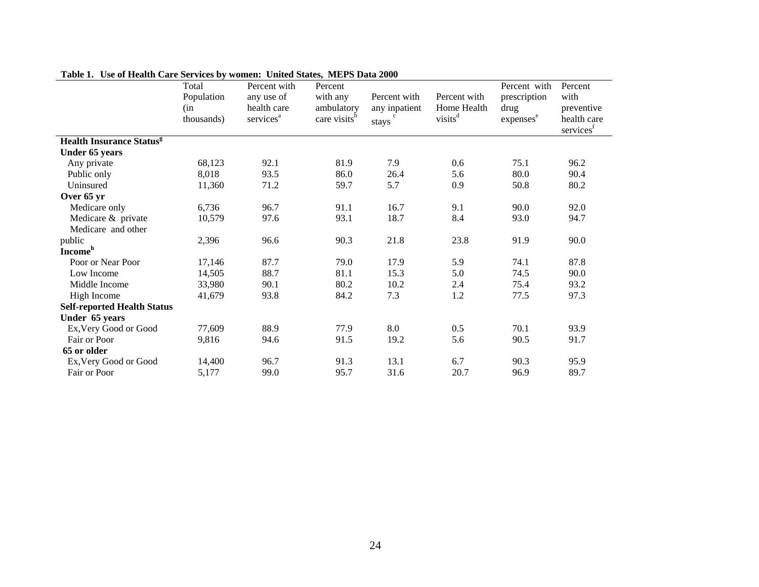**Table 1. Use of Health Care Services by women: United States, MEPS Data 2000**

| | Total Population (in thousands) | Percent with any use of health care services[a] | Percent with any ambulatory care visits[b] | Percent with any inpatient stays[c] | Percent with Home Health visits[d] | Percent with prescription drug expenses[e] | Percent with preventive health care services[f] |
|---|---|---|---|---|---|---|---|
| **Health Insurance Status[g]** | | | | | | | |
| **Under 65 years** | | | | | | | |
| Any private | 68,123 | 92.1 | 81.9 | 7.9 | 0.6 | 75.1 | 96.2 |
| Public only | 8,018 | 93.5 | 86.0 | 26.4 | 5.6 | 80.0 | 90.4 |
| Uninsured | 11,360 | 71.2 | 59.7 | 5.7 | 0.9 | 50.8 | 80.2 |
| **Over 65 yr** | | | | | | | |
| Medicare only | 6,736 | 96.7 | 91.1 | 16.7 | 9.1 | 90.0 | 92.0 |
| Medicare & private | 10,579 | 97.6 | 93.1 | 18.7 | 8.4 | 93.0 | 94.7 |
| Medicare and other public | 2,396 | 96.6 | 90.3 | 21.8 | 23.8 | 91.9 | 90.0 |
| **Income[h]** | | | | | | | |
| Poor or Near Poor | 17,146 | 87.7 | 79.0 | 17.9 | 5.9 | 74.1 | 87.8 |
| Low Income | 14,505 | 88.7 | 81.1 | 15.3 | 5.0 | 74.5 | 90.0 |
| Middle Income | 33,980 | 90.1 | 80.2 | 10.2 | 2.4 | 75.4 | 93.2 |
| High Income | 41,679 | 93.8 | 84.2 | 7.3 | 1.2 | 77.5 | 97.3 |
| **Self-reported Health Status** | | | | | | | |
| **Under 65 years** | | | | | | | |
| Ex,Very Good or Good | 77,609 | 88.9 | 77.9 | 8.0 | 0.5 | 70.1 | 93.9 |
| Fair or Poor | 9,816 | 94.6 | 91.5 | 19.2 | 5.6 | 90.5 | 91.7 |
| **65 or older** | | | | | | | |
| Ex,Very Good or Good | 14,400 | 96.7 | 91.3 | 13.1 | 6.7 | 90.3 | 95.9 |
| Fair or Poor | 5,177 | 99.0 | 95.7 | 31.6 | 20.7 | 96.9 | 89.7 |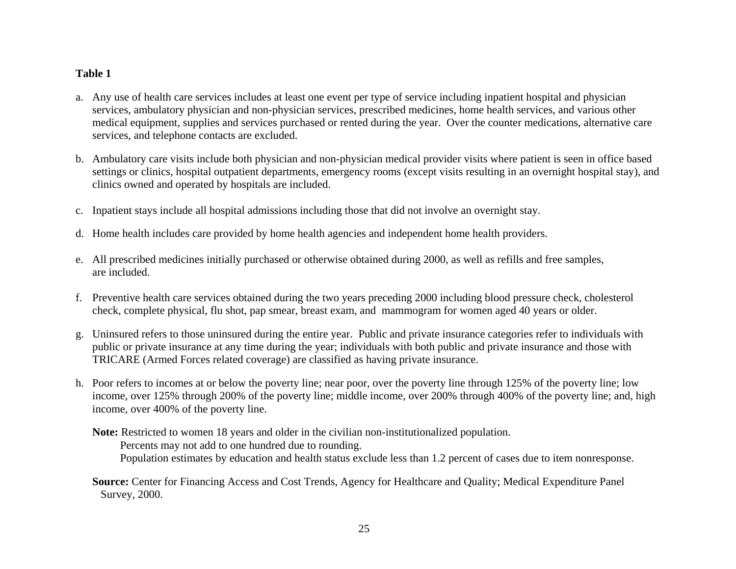**Table 1**

a. Any use of health care services includes at least one event per type of service including inpatient hospital and physician services, ambulatory physician and non-physician services, prescribed medicines, home health services, and various other medical equipment, supplies and services purchased or rented during the year. Over the counter medications, alternative care services, and telephone contacts are excluded.

b. Ambulatory care visits include both physician and non-physician medical provider visits where patient is seen in office based settings or clinics, hospital outpatient departments, emergency rooms (except visits resulting in an overnight hospital stay), and clinics owned and operated by hospitals are included.

c. Inpatient stays include all hospital admissions including those that did not involve an overnight stay.

d. Home health includes care provided by home health agencies and independent home health providers.

e. All prescribed medicines initially purchased or otherwise obtained during 2000, as well as refills and free samples, are included.

f. Preventive health care services obtained during the two years preceding 2000 including blood pressure check, cholesterol check, complete physical, flu shot, pap smear, breast exam, and mammogram for women aged 40 years or older.

g. Uninsured refers to those uninsured during the entire year. Public and private insurance categories refer to individuals with public or private insurance at any time during the year; individuals with both public and private insurance and those with TRICARE (Armed Forces related coverage) are classified as having private insurance.

h. Poor refers to incomes at or below the poverty line; near poor, over the poverty line through 125% of the poverty line; low income, over 125% through 200% of the poverty line; middle income, over 200% through 400% of the poverty line; and, high income, over 400% of the poverty line.

**Note:** Restricted to women 18 years and older in the civilian non-institutionalized population.
Percents may not add to one hundred due to rounding.
Population estimates by education and health status exclude less than 1.2 percent of cases due to item nonresponse.

**Source:** Center for Financing Access and Cost Trends, Agency for Healthcare and Quality; Medical Expenditure Panel Survey, 2000.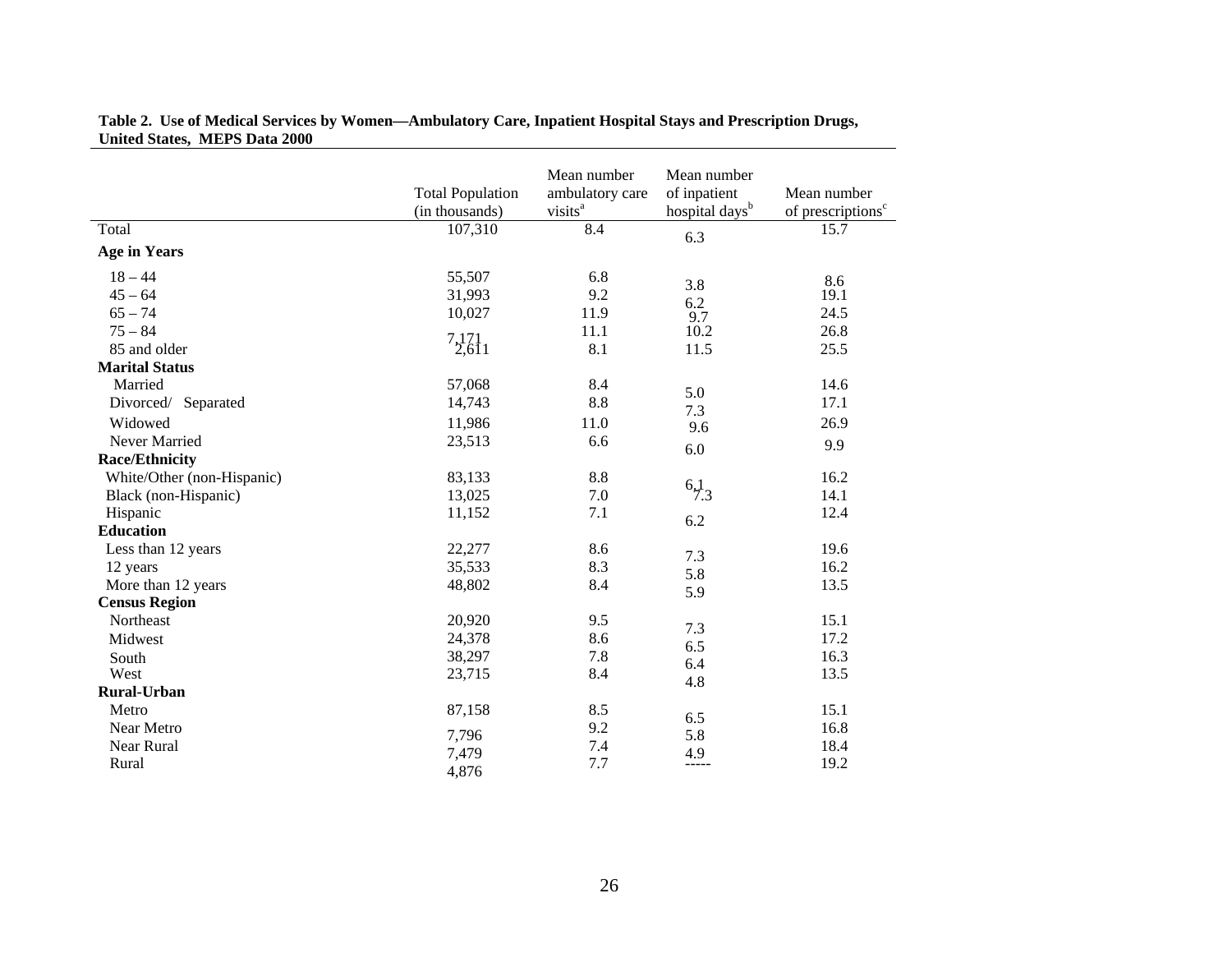**Table 2. Use of Medical Services by Women—Ambulatory Care, Inpatient Hospital Stays and Prescription Drugs, United States, MEPS Data 2000**

| | Total Population (in thousands) | Mean number ambulatory care visits[a] | Mean number of inpatient hospital days[b] | Mean number of prescriptions[c] |
|---|---|---|---|---|
| Total | 107,310 | 8.4 | 6.3 | 15.7 |
| **Age in Years** | | | | |
| 18 – 44 | 55,507 | 6.8 | 3.8 | 8.6 |
| 45 – 64 | 31,993 | 9.2 | 6.2 | 19.1 |
| 65 – 74 | 10,027 | 11.9 | 9.7 | 24.5 |
| 75 – 84 | 7,171 | 11.1 | 10.2 | 26.8 |
| 85 and older | 2,611 | 8.1 | 11.5 | 25.5 |
| **Marital Status** | | | | |
| Married | 57,068 | 8.4 | 5.0 | 14.6 |
| Divorced/ Separated | 14,743 | 8.8 | 7.3 | 17.1 |
| Widowed | 11,986 | 11.0 | 9.6 | 26.9 |
| Never Married | 23,513 | 6.6 | 6.0 | 9.9 |
| **Race/Ethnicity** | | | | |
| White/Other (non-Hispanic) | 83,133 | 8.8 | 6.1 | 16.2 |
| Black (non-Hispanic) | 13,025 | 7.0 | 7.3 | 14.1 |
| Hispanic | 11,152 | 7.1 | 6.2 | 12.4 |
| **Education** | | | | |
| Less than 12 years | 22,277 | 8.6 | 7.3 | 19.6 |
| 12 years | 35,533 | 8.3 | 5.8 | 16.2 |
| More than 12 years | 48,802 | 8.4 | 5.9 | 13.5 |
| **Census Region** | | | | |
| Northeast | 20,920 | 9.5 | 7.3 | 15.1 |
| Midwest | 24,378 | 8.6 | 6.5 | 17.2 |
| South | 38,297 | 7.8 | 6.4 | 16.3 |
| West | 23,715 | 8.4 | 4.8 | 13.5 |
| **Rural-Urban** | | | | |
| Metro | 87,158 | 8.5 | 6.5 | 15.1 |
| Near Metro | 7,796 | 9.2 | 5.8 | 16.8 |
| Near Rural | 7,479 | 7.4 | 4.9 | 18.4 |
| Rural | 4,876 | 7.7 | ----- | 19.2 |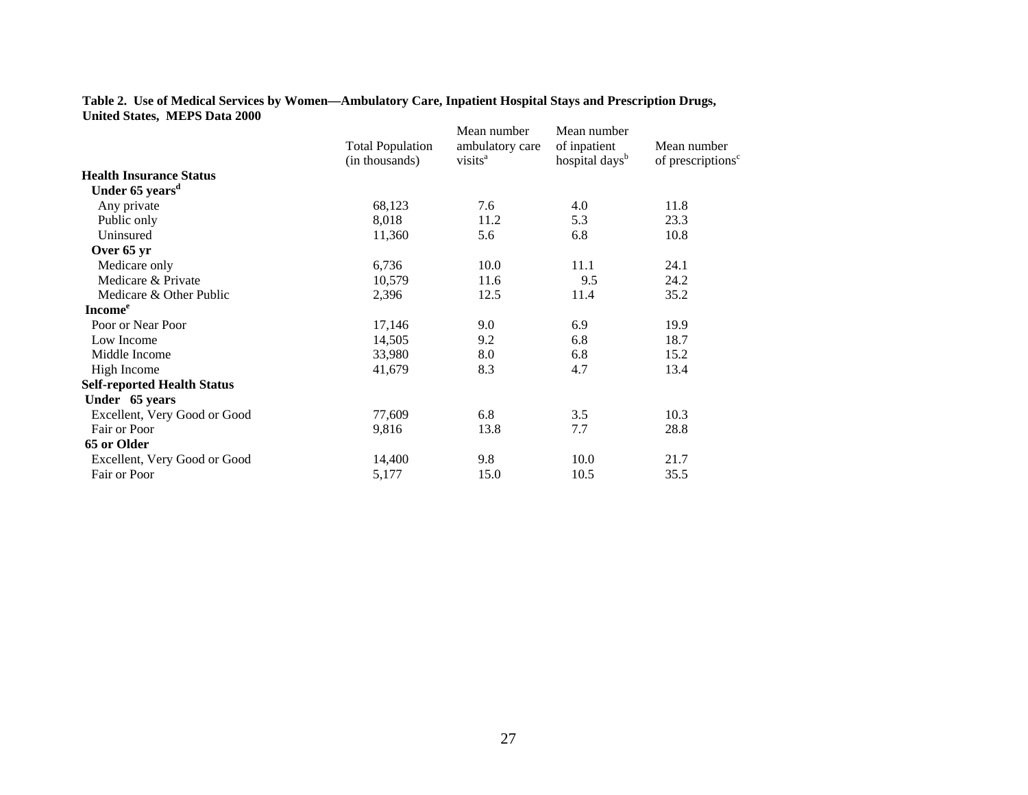**Table 2. Use of Medical Services by Women—Ambulatory Care, Inpatient Hospital Stays and Prescription Drugs, United States, MEPS Data 2000**

| | Total Population (in thousands) | Mean number ambulatory care visits[a] | Mean number of inpatient hospital days[b] | Mean number of prescriptions[c] |
|---|---|---|---|---|
| **Health Insurance Status** | | | | |
| **Under 65 years[d]** | | | | |
| Any private | 68,123 | 7.6 | 4.0 | 11.8 |
| Public only | 8,018 | 11.2 | 5.3 | 23.3 |
| Uninsured | 11,360 | 5.6 | 6.8 | 10.8 |
| **Over 65 yr** | | | | |
| Medicare only | 6,736 | 10.0 | 11.1 | 24.1 |
| Medicare & Private | 10,579 | 11.6 | 9.5 | 24.2 |
| Medicare & Other Public | 2,396 | 12.5 | 11.4 | 35.2 |
| **Income[e]** | | | | |
| Poor or Near Poor | 17,146 | 9.0 | 6.9 | 19.9 |
| Low Income | 14,505 | 9.2 | 6.8 | 18.7 |
| Middle Income | 33,980 | 8.0 | 6.8 | 15.2 |
| High Income | 41,679 | 8.3 | 4.7 | 13.4 |
| **Self-reported Health Status** | | | | |
| **Under 65 years** | | | | |
| Excellent, Very Good or Good | 77,609 | 6.8 | 3.5 | 10.3 |
| Fair or Poor | 9,816 | 13.8 | 7.7 | 28.8 |
| **65 or Older** | | | | |
| Excellent, Very Good or Good | 14,400 | 9.8 | 10.0 | 21.7 |
| Fair or Poor | 5,177 | 15.0 | 10.5 | 35.5 |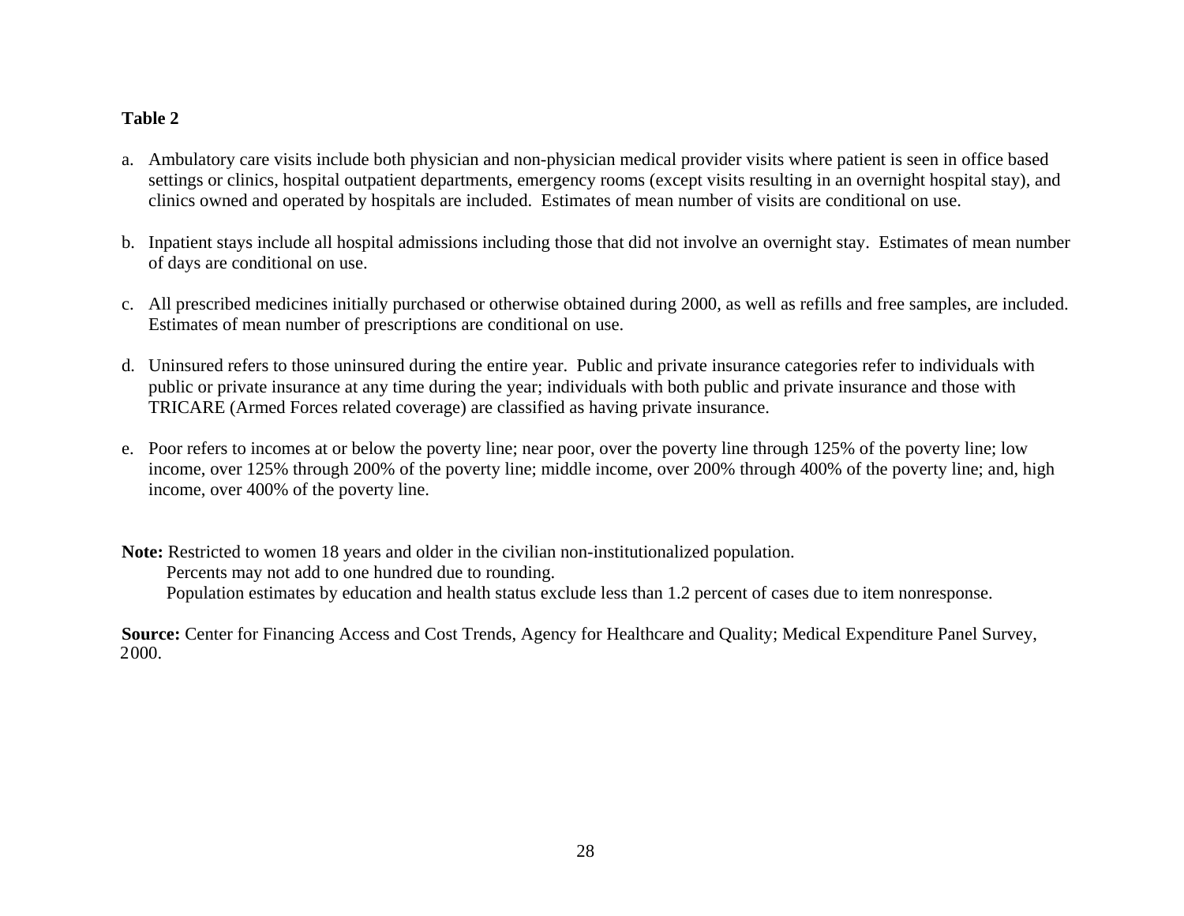**Table 2**

a. Ambulatory care visits include both physician and non-physician medical provider visits where patient is seen in office based settings or clinics, hospital outpatient departments, emergency rooms (except visits resulting in an overnight hospital stay), and clinics owned and operated by hospitals are included. Estimates of mean number of visits are conditional on use.

b. Inpatient stays include all hospital admissions including those that did not involve an overnight stay. Estimates of mean number of days are conditional on use.

c. All prescribed medicines initially purchased or otherwise obtained during 2000, as well as refills and free samples, are included. Estimates of mean number of prescriptions are conditional on use.

d. Uninsured refers to those uninsured during the entire year. Public and private insurance categories refer to individuals with public or private insurance at any time during the year; individuals with both public and private insurance and those with TRICARE (Armed Forces related coverage) are classified as having private insurance.

e. Poor refers to incomes at or below the poverty line; near poor, over the poverty line through 125% of the poverty line; low income, over 125% through 200% of the poverty line; middle income, over 200% through 400% of the poverty line; and, high income, over 400% of the poverty line.

**Note:** Restricted to women 18 years and older in the civilian non-institutionalized population.
Percents may not add to one hundred due to rounding.
Population estimates by education and health status exclude less than 1.2 percent of cases due to item nonresponse.

**Source:** Center for Financing Access and Cost Trends, Agency for Healthcare and Quality; Medical Expenditure Panel Survey, 2000.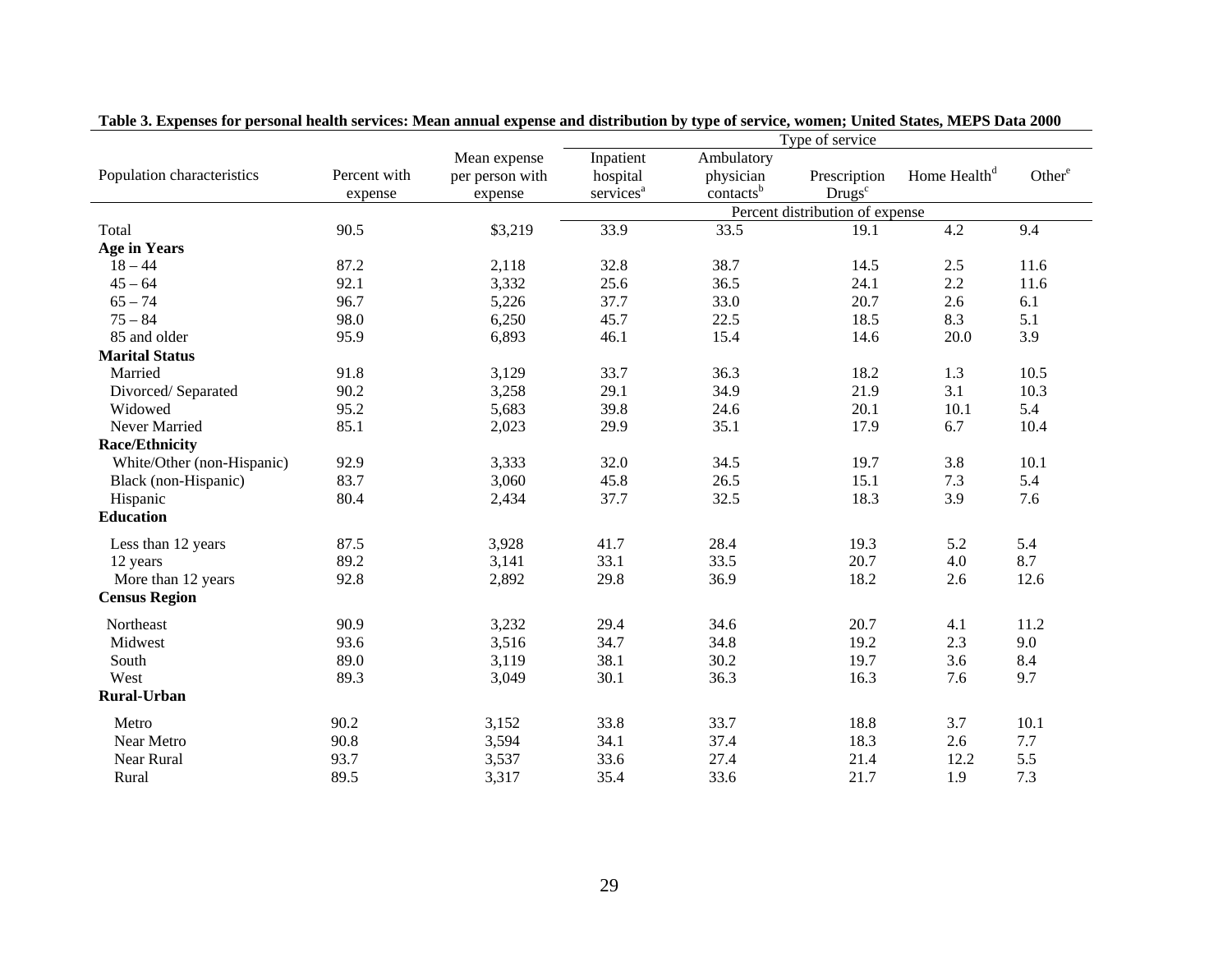**Table 3. Expenses for personal health services: Mean annual expense and distribution by type of service, women; United States, MEPS Data 2000**

| Population characteristics | Percent with expense | Mean expense per person with expense | Inpatient hospital services[a] | Ambulatory physician contacts[b] | Prescription Drugs[c] | Home Health[d] | Other[e] |
|---|---|---|---|---|---|---|---|
| | | | Type of service | | | | |
| | | | Percent distribution of expense | | | | |
| Total | 90.5 | $3,219 | 33.9 | 33.5 | 19.1 | 4.2 | 9.4 |
| **Age in Years** | | | | | | | |
| 18 – 44 | 87.2 | 2,118 | 32.8 | 38.7 | 14.5 | 2.5 | 11.6 |
| 45 – 64 | 92.1 | 3,332 | 25.6 | 36.5 | 24.1 | 2.2 | 11.6 |
| 65 – 74 | 96.7 | 5,226 | 37.7 | 33.0 | 20.7 | 2.6 | 6.1 |
| 75 – 84 | 98.0 | 6,250 | 45.7 | 22.5 | 18.5 | 8.3 | 5.1 |
| 85 and older | 95.9 | 6,893 | 46.1 | 15.4 | 14.6 | 20.0 | 3.9 |
| **Marital Status** | | | | | | | |
| Married | 91.8 | 3,129 | 33.7 | 36.3 | 18.2 | 1.3 | 10.5 |
| Divorced/ Separated | 90.2 | 3,258 | 29.1 | 34.9 | 21.9 | 3.1 | 10.3 |
| Widowed | 95.2 | 5,683 | 39.8 | 24.6 | 20.1 | 10.1 | 5.4 |
| Never Married | 85.1 | 2,023 | 29.9 | 35.1 | 17.9 | 6.7 | 10.4 |
| **Race/Ethnicity** | | | | | | | |
| White/Other (non-Hispanic) | 92.9 | 3,333 | 32.0 | 34.5 | 19.7 | 3.8 | 10.1 |
| Black (non-Hispanic) | 83.7 | 3,060 | 45.8 | 26.5 | 15.1 | 7.3 | 5.4 |
| Hispanic | 80.4 | 2,434 | 37.7 | 32.5 | 18.3 | 3.9 | 7.6 |
| **Education** | | | | | | | |
| Less than 12 years | 87.5 | 3,928 | 41.7 | 28.4 | 19.3 | 5.2 | 5.4 |
| 12 years | 89.2 | 3,141 | 33.1 | 33.5 | 20.7 | 4.0 | 8.7 |
| More than 12 years | 92.8 | 2,892 | 29.8 | 36.9 | 18.2 | 2.6 | 12.6 |
| **Census Region** | | | | | | | |
| Northeast | 90.9 | 3,232 | 29.4 | 34.6 | 20.7 | 4.1 | 11.2 |
| Midwest | 93.6 | 3,516 | 34.7 | 34.8 | 19.2 | 2.3 | 9.0 |
| South | 89.0 | 3,119 | 38.1 | 30.2 | 19.7 | 3.6 | 8.4 |
| West | 89.3 | 3,049 | 30.1 | 36.3 | 16.3 | 7.6 | 9.7 |
| **Rural-Urban** | | | | | | | |
| Metro | 90.2 | 3,152 | 33.8 | 33.7 | 18.8 | 3.7 | 10.1 |
| Near Metro | 90.8 | 3,594 | 34.1 | 37.4 | 18.3 | 2.6 | 7.7 |
| Near Rural | 93.7 | 3,537 | 33.6 | 27.4 | 21.4 | 12.2 | 5.5 |
| Rural | 89.5 | 3,317 | 35.4 | 33.6 | 21.7 | 1.9 | 7.3 |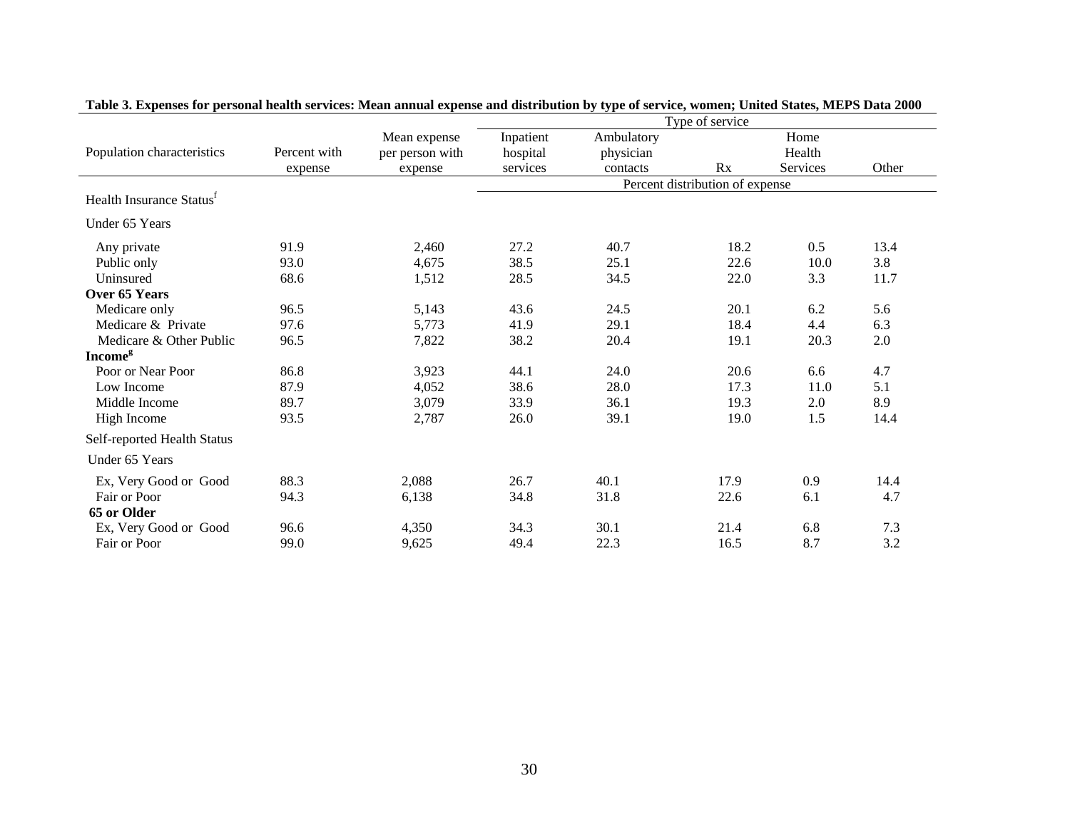**Table 3. Expenses for personal health services: Mean annual expense and distribution by type of service, women; United States, MEPS Data 2000**

| Population characteristics | Percent with expense | Mean expense per person with expense | Inpatient hospital services | Ambulatory physician contacts | Rx | Home Health Services | Other |
|---|---|---|---|---|---|---|---|
| | | | Percent distribution of expense | | | | |
| Health Insurance Status[f] | | | | | | | |
| Under 65 Years | | | | | | | |
| Any private | 91.9 | 2,460 | 27.2 | 40.7 | 18.2 | 0.5 | 13.4 |
| Public only | 93.0 | 4,675 | 38.5 | 25.1 | 22.6 | 10.0 | 3.8 |
| Uninsured | 68.6 | 1,512 | 28.5 | 34.5 | 22.0 | 3.3 | 11.7 |
| **Over 65 Years** | | | | | | | |
| Medicare only | 96.5 | 5,143 | 43.6 | 24.5 | 20.1 | 6.2 | 5.6 |
| Medicare & Private | 97.6 | 5,773 | 41.9 | 29.1 | 18.4 | 4.4 | 6.3 |
| Medicare & Other Public | 96.5 | 7,822 | 38.2 | 20.4 | 19.1 | 20.3 | 2.0 |
| **Income[g]** | | | | | | | |
| Poor or Near Poor | 86.8 | 3,923 | 44.1 | 24.0 | 20.6 | 6.6 | 4.7 |
| Low Income | 87.9 | 4,052 | 38.6 | 28.0 | 17.3 | 11.0 | 5.1 |
| Middle Income | 89.7 | 3,079 | 33.9 | 36.1 | 19.3 | 2.0 | 8.9 |
| High Income | 93.5 | 2,787 | 26.0 | 39.1 | 19.0 | 1.5 | 14.4 |
| Self-reported Health Status | | | | | | | |
| Under 65 Years | | | | | | | |
| Ex, Very Good or Good | 88.3 | 2,088 | 26.7 | 40.1 | 17.9 | 0.9 | 14.4 |
| Fair or Poor | 94.3 | 6,138 | 34.8 | 31.8 | 22.6 | 6.1 | 4.7 |
| **65 or Older** | | | | | | | |
| Ex, Very Good or Good | 96.6 | 4,350 | 34.3 | 30.1 | 21.4 | 6.8 | 7.3 |
| Fair or Poor | 99.0 | 9,625 | 49.4 | 22.3 | 16.5 | 8.7 | 3.2 |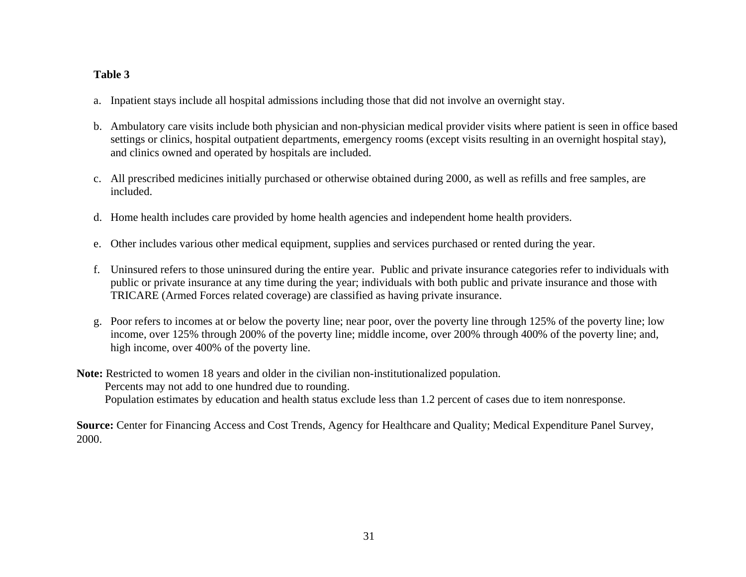**Table 3**

a. Inpatient stays include all hospital admissions including those that did not involve an overnight stay.

b. Ambulatory care visits include both physician and non-physician medical provider visits where patient is seen in office based settings or clinics, hospital outpatient departments, emergency rooms (except visits resulting in an overnight hospital stay), and clinics owned and operated by hospitals are included.

c. All prescribed medicines initially purchased or otherwise obtained during 2000, as well as refills and free samples, are included.

d. Home health includes care provided by home health agencies and independent home health providers.

e. Other includes various other medical equipment, supplies and services purchased or rented during the year.

f. Uninsured refers to those uninsured during the entire year. Public and private insurance categories refer to individuals with public or private insurance at any time during the year; individuals with both public and private insurance and those with TRICARE (Armed Forces related coverage) are classified as having private insurance.

g. Poor refers to incomes at or below the poverty line; near poor, over the poverty line through 125% of the poverty line; low income, over 125% through 200% of the poverty line; middle income, over 200% through 400% of the poverty line; and, high income, over 400% of the poverty line.

**Note:** Restricted to women 18 years and older in the civilian non-institutionalized population.
Percents may not add to one hundred due to rounding.
Population estimates by education and health status exclude less than 1.2 percent of cases due to item nonresponse.

**Source:** Center for Financing Access and Cost Trends, Agency for Healthcare and Quality; Medical Expenditure Panel Survey, 2000.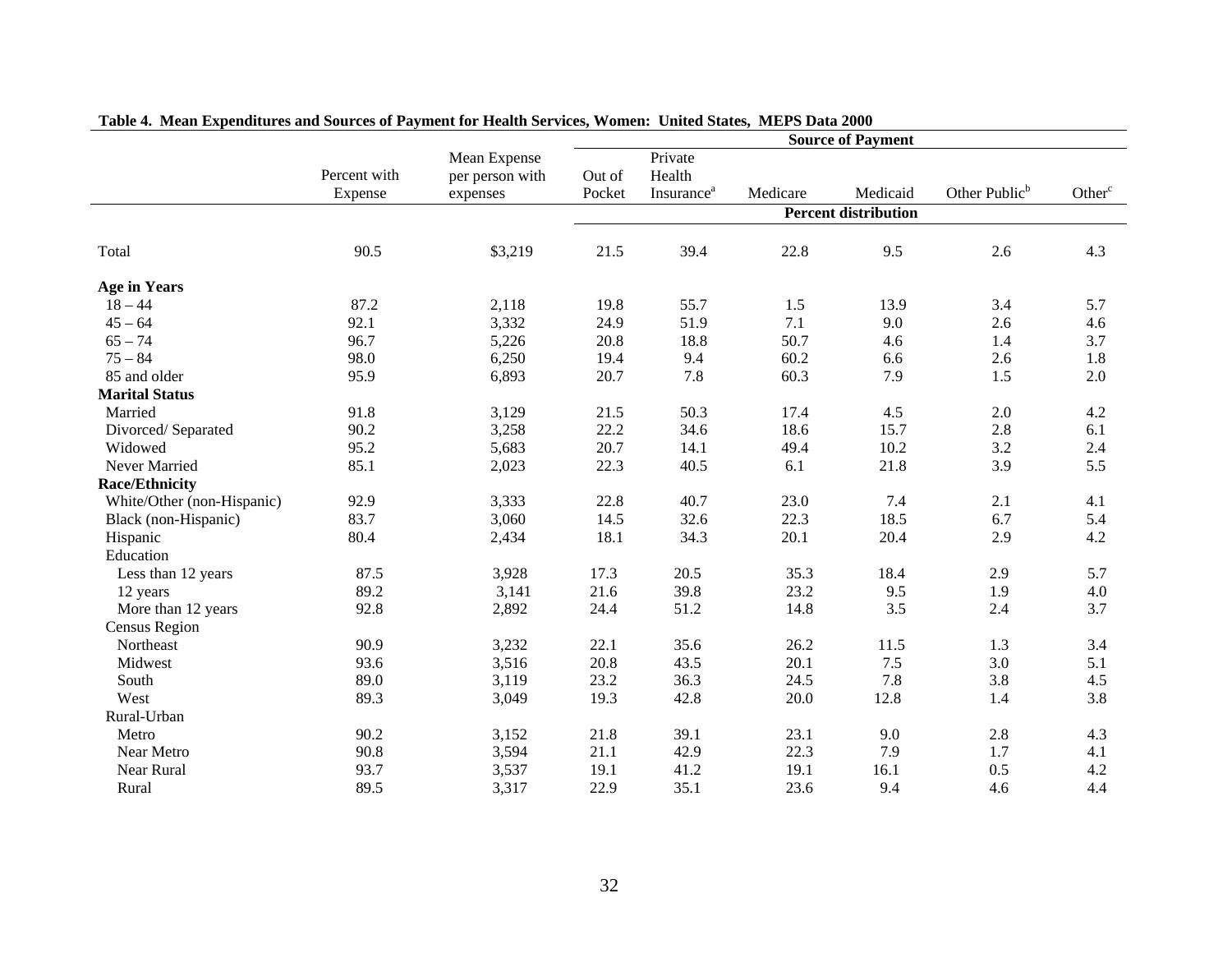**Table 4. Mean Expenditures and Sources of Payment for Health Services, Women: United States, MEPS Data 2000**

| | Percent with Expense | Mean Expense per person with expenses | Source of Payment | | | | | |
|---|---|---|---|---|---|---|---|---|
| | | | Out of Pocket | Private Health Insurance[a] | Medicare | Medicaid | Other Public[b] | Other[c] |
| | | | Percent distribution | | | | | |
| Total | 90.5 | $3,219 | 21.5 | 39.4 | 22.8 | 9.5 | 2.6 | 4.3 |
| **Age in Years** | | | | | | | | |
| 18 – 44 | 87.2 | 2,118 | 19.8 | 55.7 | 1.5 | 13.9 | 3.4 | 5.7 |
| 45 – 64 | 92.1 | 3,332 | 24.9 | 51.9 | 7.1 | 9.0 | 2.6 | 4.6 |
| 65 – 74 | 96.7 | 5,226 | 20.8 | 18.8 | 50.7 | 4.6 | 1.4 | 3.7 |
| 75 – 84 | 98.0 | 6,250 | 19.4 | 9.4 | 60.2 | 6.6 | 2.6 | 1.8 |
| 85 and older | 95.9 | 6,893 | 20.7 | 7.8 | 60.3 | 7.9 | 1.5 | 2.0 |
| **Marital Status** | | | | | | | | |
| Married | 91.8 | 3,129 | 21.5 | 50.3 | 17.4 | 4.5 | 2.0 | 4.2 |
| Divorced/ Separated | 90.2 | 3,258 | 22.2 | 34.6 | 18.6 | 15.7 | 2.8 | 6.1 |
| Widowed | 95.2 | 5,683 | 20.7 | 14.1 | 49.4 | 10.2 | 3.2 | 2.4 |
| Never Married | 85.1 | 2,023 | 22.3 | 40.5 | 6.1 | 21.8 | 3.9 | 5.5 |
| **Race/Ethnicity** | | | | | | | | |
| White/Other (non-Hispanic) | 92.9 | 3,333 | 22.8 | 40.7 | 23.0 | 7.4 | 2.1 | 4.1 |
| Black (non-Hispanic) | 83.7 | 3,060 | 14.5 | 32.6 | 22.3 | 18.5 | 6.7 | 5.4 |
| Hispanic | 80.4 | 2,434 | 18.1 | 34.3 | 20.1 | 20.4 | 2.9 | 4.2 |
| Education | | | | | | | | |
| Less than 12 years | 87.5 | 3,928 | 17.3 | 20.5 | 35.3 | 18.4 | 2.9 | 5.7 |
| 12 years | 89.2 | 3,141 | 21.6 | 39.8 | 23.2 | 9.5 | 1.9 | 4.0 |
| More than 12 years | 92.8 | 2,892 | 24.4 | 51.2 | 14.8 | 3.5 | 2.4 | 3.7 |
| Census Region | | | | | | | | |
| Northeast | 90.9 | 3,232 | 22.1 | 35.6 | 26.2 | 11.5 | 1.3 | 3.4 |
| Midwest | 93.6 | 3,516 | 20.8 | 43.5 | 20.1 | 7.5 | 3.0 | 5.1 |
| South | 89.0 | 3,119 | 23.2 | 36.3 | 24.5 | 7.8 | 3.8 | 4.5 |
| West | 89.3 | 3,049 | 19.3 | 42.8 | 20.0 | 12.8 | 1.4 | 3.8 |
| Rural-Urban | | | | | | | | |
| Metro | 90.2 | 3,152 | 21.8 | 39.1 | 23.1 | 9.0 | 2.8 | 4.3 |
| Near Metro | 90.8 | 3,594 | 21.1 | 42.9 | 22.3 | 7.9 | 1.7 | 4.1 |
| Near Rural | 93.7 | 3,537 | 19.1 | 41.2 | 19.1 | 16.1 | 0.5 | 4.2 |
| Rural | 89.5 | 3,317 | 22.9 | 35.1 | 23.6 | 9.4 | 4.6 | 4.4 |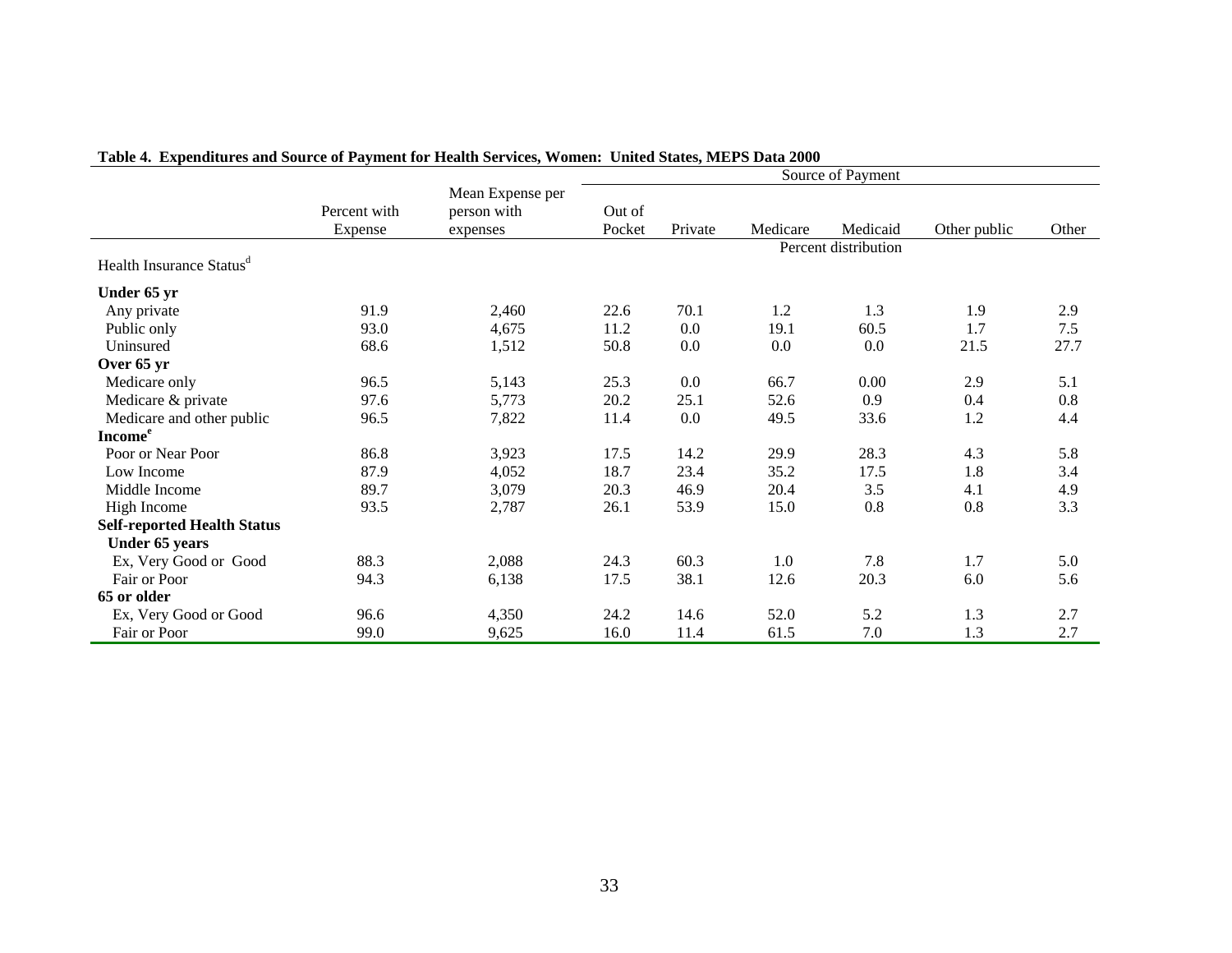**Table 4. Expenditures and Source of Payment for Health Services, Women: United States, MEPS Data 2000**

| | Percent with Expense | Mean Expense per person with expenses | Source of Payment | | | | | |
|---|---|---|---|---|---|---|---|---|
| | | | Out of Pocket | Private | Medicare | Medicaid | Other public | Other |
| | | | Percent distribution | | | | | |
| Health Insurance Status[d] | | | | | | | | |
| **Under 65 yr** | | | | | | | | |
| Any private | 91.9 | 2,460 | 22.6 | 70.1 | 1.2 | 1.3 | 1.9 | 2.9 |
| Public only | 93.0 | 4,675 | 11.2 | 0.0 | 19.1 | 60.5 | 1.7 | 7.5 |
| Uninsured | 68.6 | 1,512 | 50.8 | 0.0 | 0.0 | 0.0 | 21.5 | 27.7 |
| **Over 65 yr** | | | | | | | | |
| Medicare only | 96.5 | 5,143 | 25.3 | 0.0 | 66.7 | 0.00 | 2.9 | 5.1 |
| Medicare & private | 97.6 | 5,773 | 20.2 | 25.1 | 52.6 | 0.9 | 0.4 | 0.8 |
| Medicare and other public | 96.5 | 7,822 | 11.4 | 0.0 | 49.5 | 33.6 | 1.2 | 4.4 |
| **Income[e]** | | | | | | | | |
| Poor or Near Poor | 86.8 | 3,923 | 17.5 | 14.2 | 29.9 | 28.3 | 4.3 | 5.8 |
| Low Income | 87.9 | 4,052 | 18.7 | 23.4 | 35.2 | 17.5 | 1.8 | 3.4 |
| Middle Income | 89.7 | 3,079 | 20.3 | 46.9 | 20.4 | 3.5 | 4.1 | 4.9 |
| High Income | 93.5 | 2,787 | 26.1 | 53.9 | 15.0 | 0.8 | 0.8 | 3.3 |
| **Self-reported Health Status** | | | | | | | | |
| **Under 65 years** | | | | | | | | |
| Ex, Very Good or Good | 88.3 | 2,088 | 24.3 | 60.3 | 1.0 | 7.8 | 1.7 | 5.0 |
| Fair or Poor | 94.3 | 6,138 | 17.5 | 38.1 | 12.6 | 20.3 | 6.0 | 5.6 |
| **65 or older** | | | | | | | | |
| Ex, Very Good or Good | 96.6 | 4,350 | 24.2 | 14.6 | 52.0 | 5.2 | 1.3 | 2.7 |
| Fair or Poor | 99.0 | 9,625 | 16.0 | 11.4 | 61.5 | 7.0 | 1.3 | 2.7 |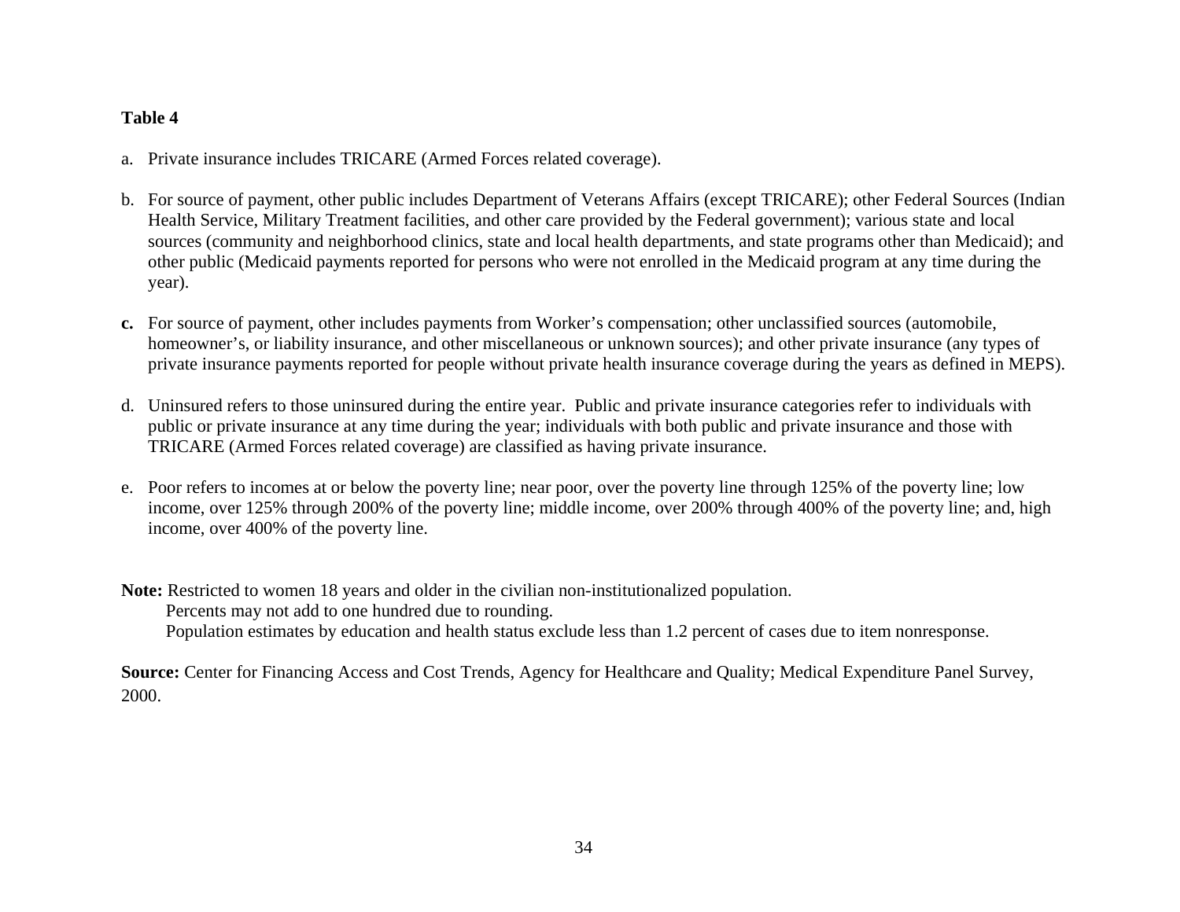**Table 4**

a. Private insurance includes TRICARE (Armed Forces related coverage).

b. For source of payment, other public includes Department of Veterans Affairs (except TRICARE); other Federal Sources (Indian Health Service, Military Treatment facilities, and other care provided by the Federal government); various state and local sources (community and neighborhood clinics, state and local health departments, and state programs other than Medicaid); and other public (Medicaid payments reported for persons who were not enrolled in the Medicaid program at any time during the year).

**c.** For source of payment, other includes payments from Worker's compensation; other unclassified sources (automobile, homeowner's, or liability insurance, and other miscellaneous or unknown sources); and other private insurance (any types of private insurance payments reported for people without private health insurance coverage during the years as defined in MEPS).

d. Uninsured refers to those uninsured during the entire year. Public and private insurance categories refer to individuals with public or private insurance at any time during the year; individuals with both public and private insurance and those with TRICARE (Armed Forces related coverage) are classified as having private insurance.

e. Poor refers to incomes at or below the poverty line; near poor, over the poverty line through 125% of the poverty line; low income, over 125% through 200% of the poverty line; middle income, over 200% through 400% of the poverty line; and, high income, over 400% of the poverty line.

**Note:** Restricted to women 18 years and older in the civilian non-institutionalized population.
Percents may not add to one hundred due to rounding.
Population estimates by education and health status exclude less than 1.2 percent of cases due to item nonresponse.

**Source:** Center for Financing Access and Cost Trends, Agency for Healthcare and Quality; Medical Expenditure Panel Survey, 2000.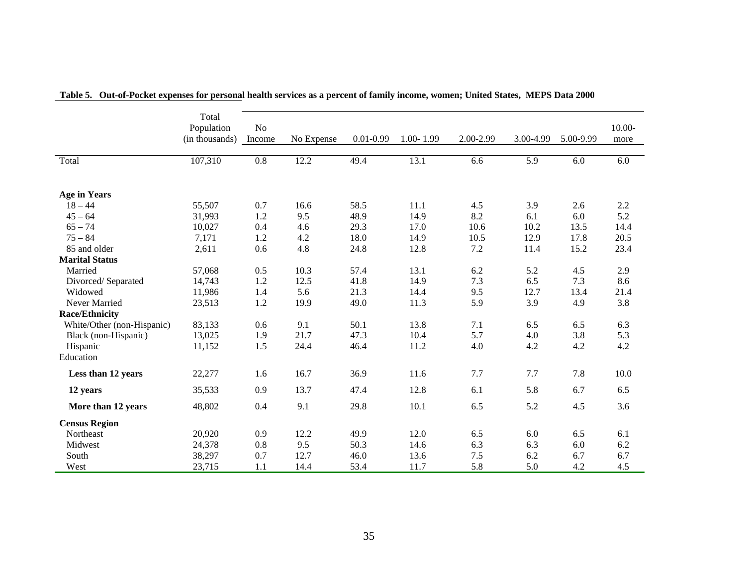**Table 5. Out-of-Pocket expenses for personal health services as a percent of family income, women; United States, MEPS Data 2000**

| | Total Population (in thousands) | No Income | No Expense | 0.01-0.99 | 1.00- 1.99 | 2.00-2.99 | 3.00-4.99 | 5.00-9.99 | 10.00- more |
|---|---|---|---|---|---|---|---|---|---|
| Total | 107,310 | 0.8 | 12.2 | 49.4 | 13.1 | 6.6 | 5.9 | 6.0 | 6.0 |
| **Age in Years** | | | | | | | | | |
| 18 – 44 | 55,507 | 0.7 | 16.6 | 58.5 | 11.1 | 4.5 | 3.9 | 2.6 | 2.2 |
| 45 – 64 | 31,993 | 1.2 | 9.5 | 48.9 | 14.9 | 8.2 | 6.1 | 6.0 | 5.2 |
| 65 – 74 | 10,027 | 0.4 | 4.6 | 29.3 | 17.0 | 10.6 | 10.2 | 13.5 | 14.4 |
| 75 – 84 | 7,171 | 1.2 | 4.2 | 18.0 | 14.9 | 10.5 | 12.9 | 17.8 | 20.5 |
| 85 and older | 2,611 | 0.6 | 4.8 | 24.8 | 12.8 | 7.2 | 11.4 | 15.2 | 23.4 |
| **Marital Status** | | | | | | | | | |
| Married | 57,068 | 0.5 | 10.3 | 57.4 | 13.1 | 6.2 | 5.2 | 4.5 | 2.9 |
| Divorced/ Separated | 14,743 | 1.2 | 12.5 | 41.8 | 14.9 | 7.3 | 6.5 | 7.3 | 8.6 |
| Widowed | 11,986 | 1.4 | 5.6 | 21.3 | 14.4 | 9.5 | 12.7 | 13.4 | 21.4 |
| Never Married | 23,513 | 1.2 | 19.9 | 49.0 | 11.3 | 5.9 | 3.9 | 4.9 | 3.8 |
| **Race/Ethnicity** | | | | | | | | | |
| White/Other (non-Hispanic) | 83,133 | 0.6 | 9.1 | 50.1 | 13.8 | 7.1 | 6.5 | 6.5 | 6.3 |
| Black (non-Hispanic) | 13,025 | 1.9 | 21.7 | 47.3 | 10.4 | 5.7 | 4.0 | 3.8 | 5.3 |
| Hispanic | 11,152 | 1.5 | 24.4 | 46.4 | 11.2 | 4.0 | 4.2 | 4.2 | 4.2 |
| Education | | | | | | | | | |
| **Less than 12 years** | 22,277 | 1.6 | 16.7 | 36.9 | 11.6 | 7.7 | 7.7 | 7.8 | 10.0 |
| **12 years** | 35,533 | 0.9 | 13.7 | 47.4 | 12.8 | 6.1 | 5.8 | 6.7 | 6.5 |
| **More than 12 years** | 48,802 | 0.4 | 9.1 | 29.8 | 10.1 | 6.5 | 5.2 | 4.5 | 3.6 |
| **Census Region** | | | | | | | | | |
| Northeast | 20,920 | 0.9 | 12.2 | 49.9 | 12.0 | 6.5 | 6.0 | 6.5 | 6.1 |
| Midwest | 24,378 | 0.8 | 9.5 | 50.3 | 14.6 | 6.3 | 6.3 | 6.0 | 6.2 |
| South | 38,297 | 0.7 | 12.7 | 46.0 | 13.6 | 7.5 | 6.2 | 6.7 | 6.7 |
| West | 23,715 | 1.1 | 14.4 | 53.4 | 11.7 | 5.8 | 5.0 | 4.2 | 4.5 |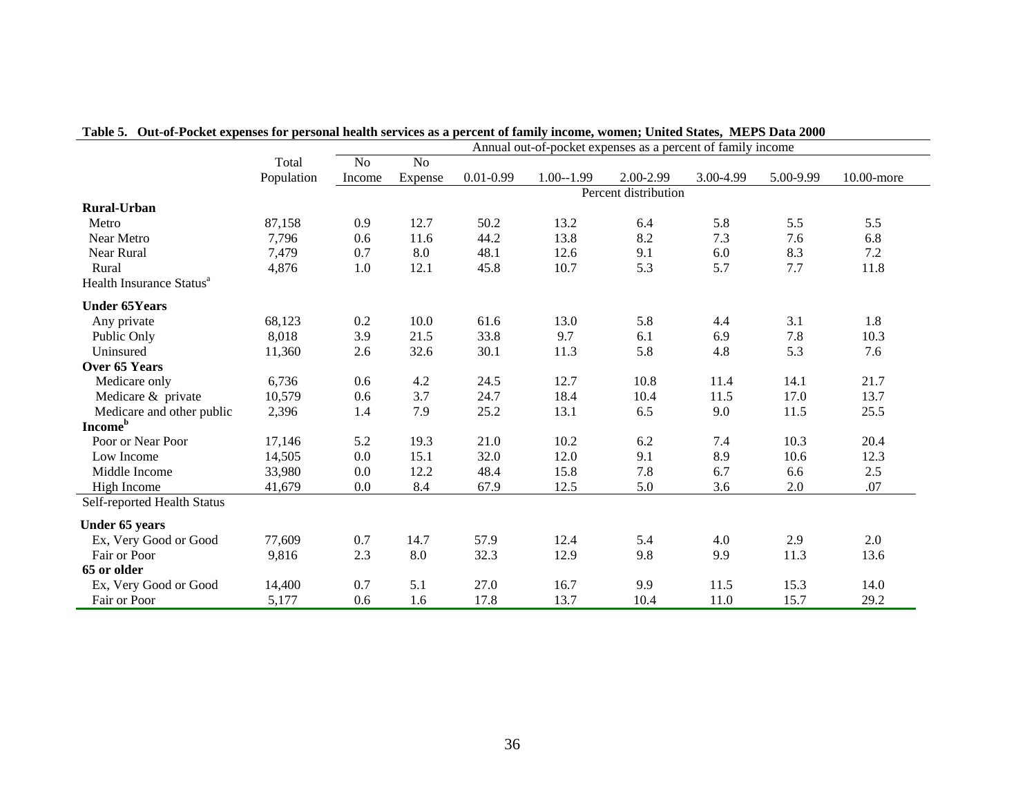**Table 5. Out-of-Pocket expenses for personal health services as a percent of family income, women; United States, MEPS Data 2000**

| | Total Population | Annual out-of-pocket expenses as a percent of family income | | | | | | | |
|---|---|---|---|---|---|---|---|---|---|
| | | No Income | No Expense | 0.01-0.99 | 1.00--1.99 | 2.00-2.99 | 3.00-4.99 | 5.00-9.99 | 10.00-more |
| | | Percent distribution | | | | | | | |
| **Rural-Urban** | | | | | | | | | |
| Metro | 87,158 | 0.9 | 12.7 | 50.2 | 13.2 | 6.4 | 5.8 | 5.5 | 5.5 |
| Near Metro | 7,796 | 0.6 | 11.6 | 44.2 | 13.8 | 8.2 | 7.3 | 7.6 | 6.8 |
| Near Rural | 7,479 | 0.7 | 8.0 | 48.1 | 12.6 | 9.1 | 6.0 | 8.3 | 7.2 |
| Rural | 4,876 | 1.0 | 12.1 | 45.8 | 10.7 | 5.3 | 5.7 | 7.7 | 11.8 |
| Health Insurance Status[a] | | | | | | | | | |
| **Under 65Years** | | | | | | | | | |
| Any private | 68,123 | 0.2 | 10.0 | 61.6 | 13.0 | 5.8 | 4.4 | 3.1 | 1.8 |
| Public Only | 8,018 | 3.9 | 21.5 | 33.8 | 9.7 | 6.1 | 6.9 | 7.8 | 10.3 |
| Uninsured | 11,360 | 2.6 | 32.6 | 30.1 | 11.3 | 5.8 | 4.8 | 5.3 | 7.6 |
| **Over 65 Years** | | | | | | | | | |
| Medicare only | 6,736 | 0.6 | 4.2 | 24.5 | 12.7 | 10.8 | 11.4 | 14.1 | 21.7 |
| Medicare & private | 10,579 | 0.6 | 3.7 | 24.7 | 18.4 | 10.4 | 11.5 | 17.0 | 13.7 |
| Medicare and other public | 2,396 | 1.4 | 7.9 | 25.2 | 13.1 | 6.5 | 9.0 | 11.5 | 25.5 |
| **Income[b]** | | | | | | | | | |
| Poor or Near Poor | 17,146 | 5.2 | 19.3 | 21.0 | 10.2 | 6.2 | 7.4 | 10.3 | 20.4 |
| Low Income | 14,505 | 0.0 | 15.1 | 32.0 | 12.0 | 9.1 | 8.9 | 10.6 | 12.3 |
| Middle Income | 33,980 | 0.0 | 12.2 | 48.4 | 15.8 | 7.8 | 6.7 | 6.6 | 2.5 |
| High Income | 41,679 | 0.0 | 8.4 | 67.9 | 12.5 | 5.0 | 3.6 | 2.0 | .07 |
| Self-reported Health Status | | | | | | | | | |
| **Under 65 years** | | | | | | | | | |
| Ex, Very Good or Good | 77,609 | 0.7 | 14.7 | 57.9 | 12.4 | 5.4 | 4.0 | 2.9 | 2.0 |
| Fair or Poor | 9,816 | 2.3 | 8.0 | 32.3 | 12.9 | 9.8 | 9.9 | 11.3 | 13.6 |
| **65 or older** | | | | | | | | | |
| Ex, Very Good or Good | 14,400 | 0.7 | 5.1 | 27.0 | 16.7 | 9.9 | 11.5 | 15.3 | 14.0 |
| Fair or Poor | 5,177 | 0.6 | 1.6 | 17.8 | 13.7 | 10.4 | 11.0 | 15.7 | 29.2 |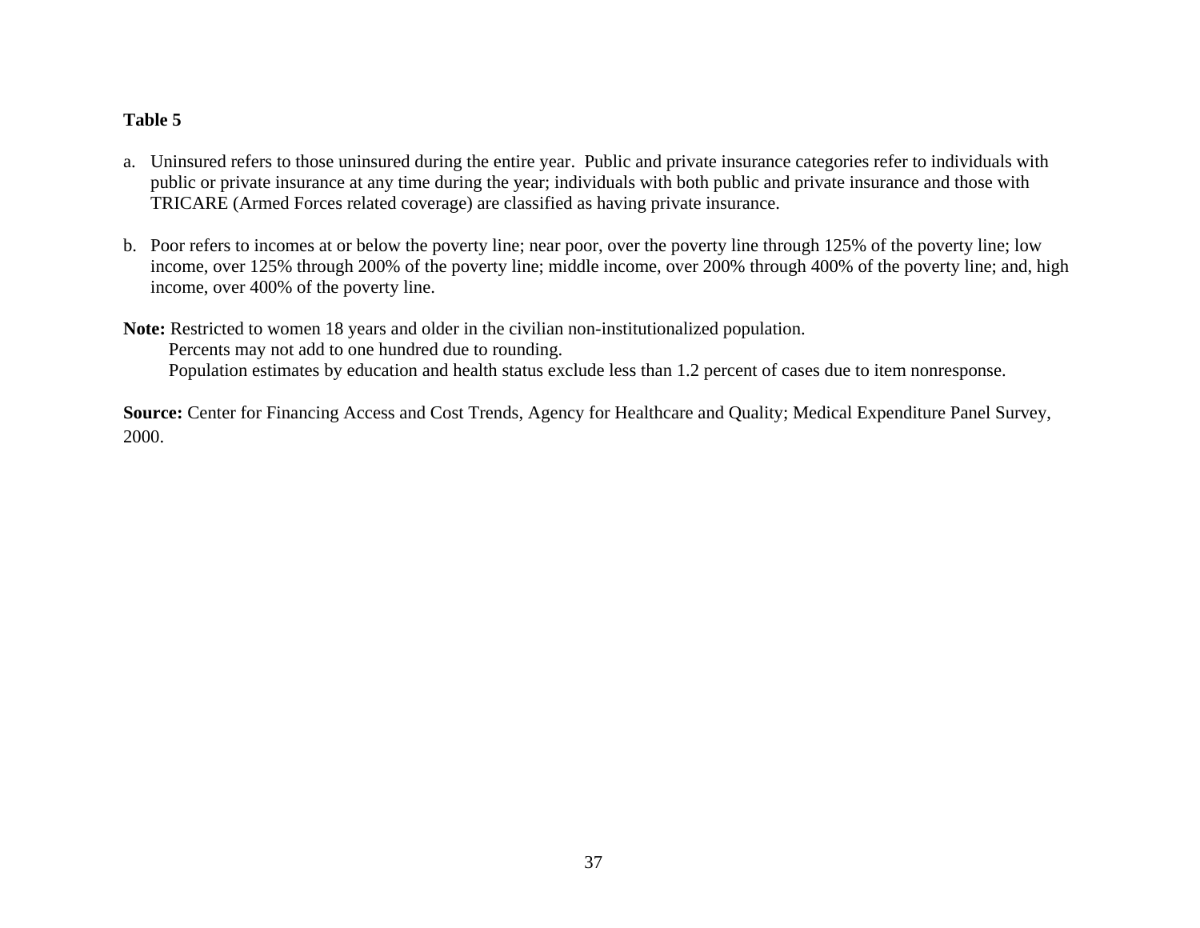**Table 5**

a. Uninsured refers to those uninsured during the entire year. Public and private insurance categories refer to individuals with public or private insurance at any time during the year; individuals with both public and private insurance and those with TRICARE (Armed Forces related coverage) are classified as having private insurance.

b. Poor refers to incomes at or below the poverty line; near poor, over the poverty line through 125% of the poverty line; low income, over 125% through 200% of the poverty line; middle income, over 200% through 400% of the poverty line; and, high income, over 400% of the poverty line.

**Note:** Restricted to women 18 years and older in the civilian non-institutionalized population.
Percents may not add to one hundred due to rounding.
Population estimates by education and health status exclude less than 1.2 percent of cases due to item nonresponse.

**Source:** Center for Financing Access and Cost Trends, Agency for Healthcare and Quality; Medical Expenditure Panel Survey, 2000.